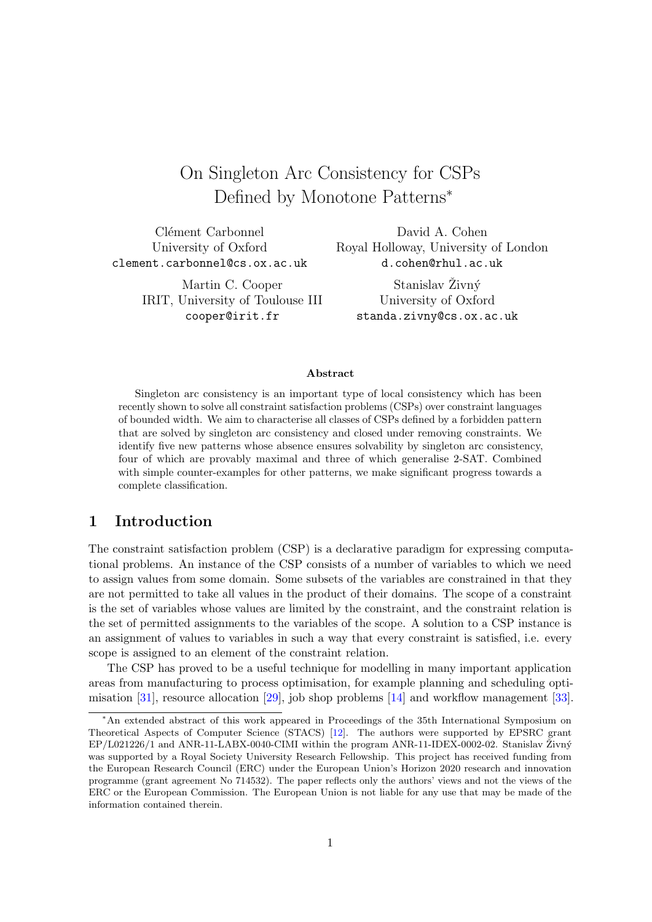# On Singleton Arc Consistency for CSPs Defined by Monotone Patterns*

Clément Carbonnel
University of Oxford
clement.carbonnel@cs.ox.ac.uk

David A. Cohen
Royal Holloway, University of London
d.cohen@rhul.ac.uk

Martin C. Cooper
IRIT, University of Toulouse III
cooper@irit.fr

Stanislav Živný
University of Oxford
standa.zivny@cs.ox.ac.uk

**Abstract**

Singleton arc consistency is an important type of local consistency which has been recently shown to solve all constraint satisfaction problems (CSPs) over constraint languages of bounded width. We aim to characterise all classes of CSPs defined by a forbidden pattern that are solved by singleton arc consistency and closed under removing constraints. We identify five new patterns whose absence ensures solvability by singleton arc consistency, four of which are provably maximal and three of which generalise 2-SAT. Combined with simple counter-examples for other patterns, we make significant progress towards a complete classification.

## 1 Introduction

The constraint satisfaction problem (CSP) is a declarative paradigm for expressing computational problems. An instance of the CSP consists of a number of variables to which we need to assign values from some domain. Some subsets of the variables are constrained in that they are not permitted to take all values in the product of their domains. The scope of a constraint is the set of variables whose values are limited by the constraint, and the constraint relation is the set of permitted assignments to the variables of the scope. A solution to a CSP instance is an assignment of values to variables in such a way that every constraint is satisfied, i.e. every scope is assigned to an element of the constraint relation.

The CSP has proved to be a useful technique for modelling in many important application areas from manufacturing to process optimisation, for example planning and scheduling optimisation [31], resource allocation [29], job shop problems [14] and workflow management [33].

*An extended abstract of this work appeared in Proceedings of the 35th International Symposium on Theoretical Aspects of Computer Science (STACS) [12]. The authors were supported by EPSRC grant EP/L021226/1 and ANR-11-LABX-0040-CIMI within the program ANR-11-IDEX-0002-02. Stanislav Živný was supported by a Royal Society University Research Fellowship. This project has received funding from the European Research Council (ERC) under the European Union's Horizon 2020 research and innovation programme (grant agreement No 714532). The paper reflects only the authors' views and not the views of the ERC or the European Commission. The European Union is not liable for any use that may be made of the information contained therein.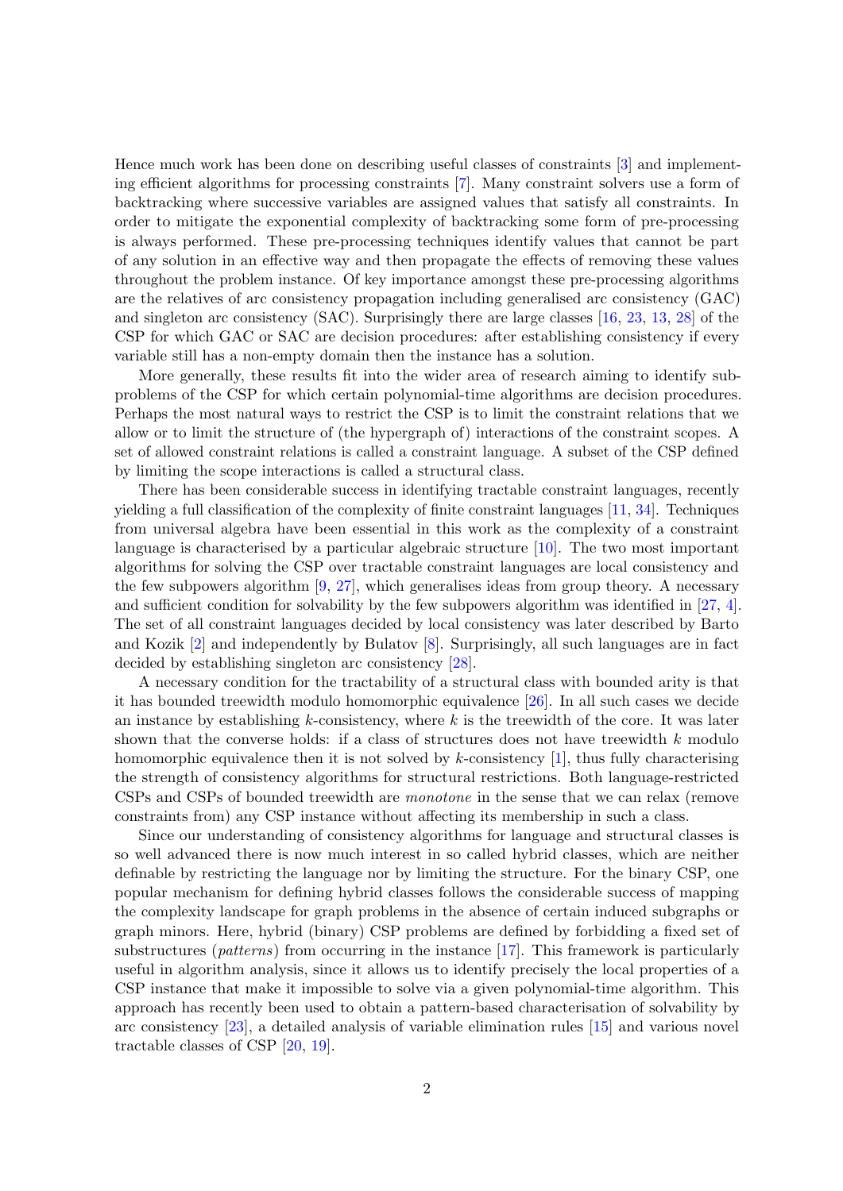Hence much work has been done on describing useful classes of constraints [3] and implementing efficient algorithms for processing constraints [7]. Many constraint solvers use a form of backtracking where successive variables are assigned values that satisfy all constraints. In order to mitigate the exponential complexity of backtracking some form of pre-processing is always performed. These pre-processing techniques identify values that cannot be part of any solution in an effective way and then propagate the effects of removing these values throughout the problem instance. Of key importance amongst these pre-processing algorithms are the relatives of arc consistency propagation including generalised arc consistency (GAC) and singleton arc consistency (SAC). Surprisingly there are large classes [16, 23, 13, 28] of the CSP for which GAC or SAC are decision procedures: after establishing consistency if every variable still has a non-empty domain then the instance has a solution.

More generally, these results fit into the wider area of research aiming to identify subproblems of the CSP for which certain polynomial-time algorithms are decision procedures. Perhaps the most natural ways to restrict the CSP is to limit the constraint relations that we allow or to limit the structure of (the hypergraph of) interactions of the constraint scopes. A set of allowed constraint relations is called a constraint language. A subset of the CSP defined by limiting the scope interactions is called a structural class.

There has been considerable success in identifying tractable constraint languages, recently yielding a full classification of the complexity of finite constraint languages [11, 34]. Techniques from universal algebra have been essential in this work as the complexity of a constraint language is characterised by a particular algebraic structure [10]. The two most important algorithms for solving the CSP over tractable constraint languages are local consistency and the few subpowers algorithm [9, 27], which generalises ideas from group theory. A necessary and sufficient condition for solvability by the few subpowers algorithm was identified in [27, 4]. The set of all constraint languages decided by local consistency was later described by Barto and Kozik [2] and independently by Bulatov [8]. Surprisingly, all such languages are in fact decided by establishing singleton arc consistency [28].

A necessary condition for the tractability of a structural class with bounded arity is that it has bounded treewidth modulo homomorphic equivalence [26]. In all such cases we decide an instance by establishing $k$-consistency, where $k$ is the treewidth of the core. It was later shown that the converse holds: if a class of structures does not have treewidth $k$ modulo homomorphic equivalence then it is not solved by $k$-consistency [1], thus fully characterising the strength of consistency algorithms for structural restrictions. Both language-restricted CSPs and CSPs of bounded treewidth are *monotone* in the sense that we can relax (remove constraints from) any CSP instance without affecting its membership in such a class.

Since our understanding of consistency algorithms for language and structural classes is so well advanced there is now much interest in so called hybrid classes, which are neither definable by restricting the language nor by limiting the structure. For the binary CSP, one popular mechanism for defining hybrid classes follows the considerable success of mapping the complexity landscape for graph problems in the absence of certain induced subgraphs or graph minors. Here, hybrid (binary) CSP problems are defined by forbidding a fixed set of substructures (*patterns*) from occurring in the instance [17]. This framework is particularly useful in algorithm analysis, since it allows us to identify precisely the local properties of a CSP instance that make it impossible to solve via a given polynomial-time algorithm. This approach has recently been used to obtain a pattern-based characterisation of solvability by arc consistency [23], a detailed analysis of variable elimination rules [15] and various novel tractable classes of CSP [20, 19].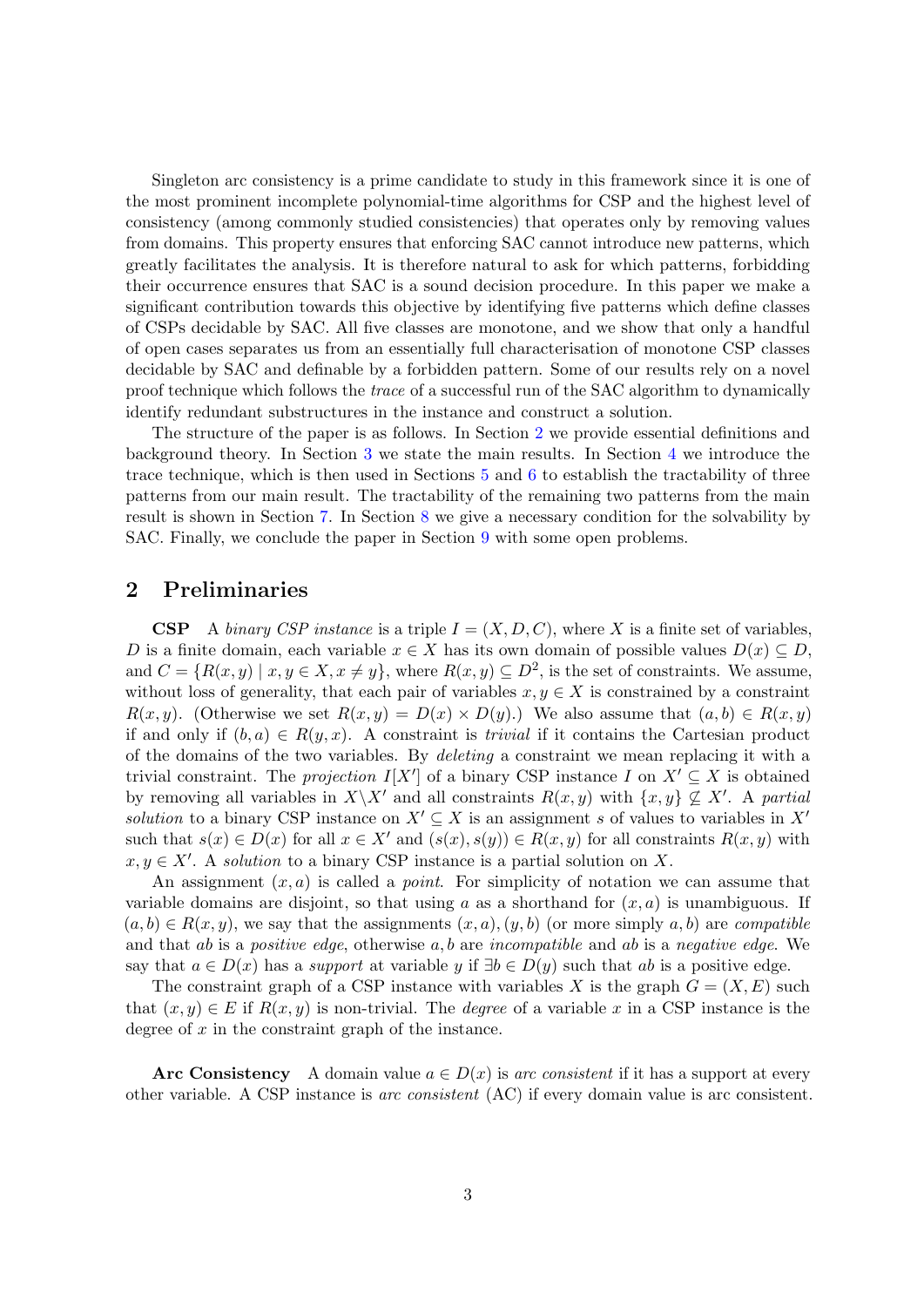Singleton arc consistency is a prime candidate to study in this framework since it is one of the most prominent incomplete polynomial-time algorithms for CSP and the highest level of consistency (among commonly studied consistencies) that operates only by removing values from domains. This property ensures that enforcing SAC cannot introduce new patterns, which greatly facilitates the analysis. It is therefore natural to ask for which patterns, forbidding their occurrence ensures that SAC is a sound decision procedure. In this paper we make a significant contribution towards this objective by identifying five patterns which define classes of CSPs decidable by SAC. All five classes are monotone, and we show that only a handful of open cases separates us from an essentially full characterisation of monotone CSP classes decidable by SAC and definable by a forbidden pattern. Some of our results rely on a novel proof technique which follows the *trace* of a successful run of the SAC algorithm to dynamically identify redundant substructures in the instance and construct a solution.

The structure of the paper is as follows. In Section 2 we provide essential definitions and background theory. In Section 3 we state the main results. In Section 4 we introduce the trace technique, which is then used in Sections 5 and 6 to establish the tractability of three patterns from our main result. The tractability of the remaining two patterns from the main result is shown in Section 7. In Section 8 we give a necessary condition for the solvability by SAC. Finally, we conclude the paper in Section 9 with some open problems.

## 2 Preliminaries

**CSP** A *binary CSP instance* is a triple $I = (X, D, C)$, where $X$ is a finite set of variables, $D$ is a finite domain, each variable $x \in X$ has its own domain of possible values $D(x) \subseteq D$, and $C = \{R(x, y) \mid x, y \in X, x \neq y\}$, where $R(x, y) \subseteq D^2$, is the set of constraints. We assume, without loss of generality, that each pair of variables $x, y \in X$ is constrained by a constraint $R(x, y)$. (Otherwise we set $R(x, y) = D(x) \times D(y)$.) We also assume that $(a, b) \in R(x, y)$ if and only if $(b, a) \in R(y, x)$. A constraint is *trivial* if it contains the Cartesian product of the domains of the two variables. By *deleting* a constraint we mean replacing it with a trivial constraint. The *projection* $I[X']$ of a binary CSP instance $I$ on $X' \subseteq X$ is obtained by removing all variables in $X \backslash X'$ and all constraints $R(x, y)$ with $\{x, y\} \not\subseteq X'$. A *partial solution* to a binary CSP instance on $X' \subseteq X$ is an assignment $s$ of values to variables in $X'$ such that $s(x) \in D(x)$ for all $x \in X'$ and $(s(x), s(y)) \in R(x, y)$ for all constraints $R(x, y)$ with $x, y \in X'$. A *solution* to a binary CSP instance is a partial solution on $X$.

An assignment $(x, a)$ is called a *point*. For simplicity of notation we can assume that variable domains are disjoint, so that using $a$ as a shorthand for $(x, a)$ is unambiguous. If $(a, b) \in R(x, y)$, we say that the assignments $(x, a), (y, b)$ (or more simply $a, b$) are *compatible* and that $ab$ is a *positive edge*, otherwise $a, b$ are *incompatible* and $ab$ is a *negative edge*. We say that $a \in D(x)$ has a *support* at variable $y$ if $\exists b \in D(y)$ such that $ab$ is a positive edge.

The constraint graph of a CSP instance with variables $X$ is the graph $G = (X, E)$ such that $(x, y) \in E$ if $R(x, y)$ is non-trivial. The *degree* of a variable $x$ in a CSP instance is the degree of $x$ in the constraint graph of the instance.

**Arc Consistency** A domain value $a \in D(x)$ is *arc consistent* if it has a support at every other variable. A CSP instance is *arc consistent* (AC) if every domain value is arc consistent.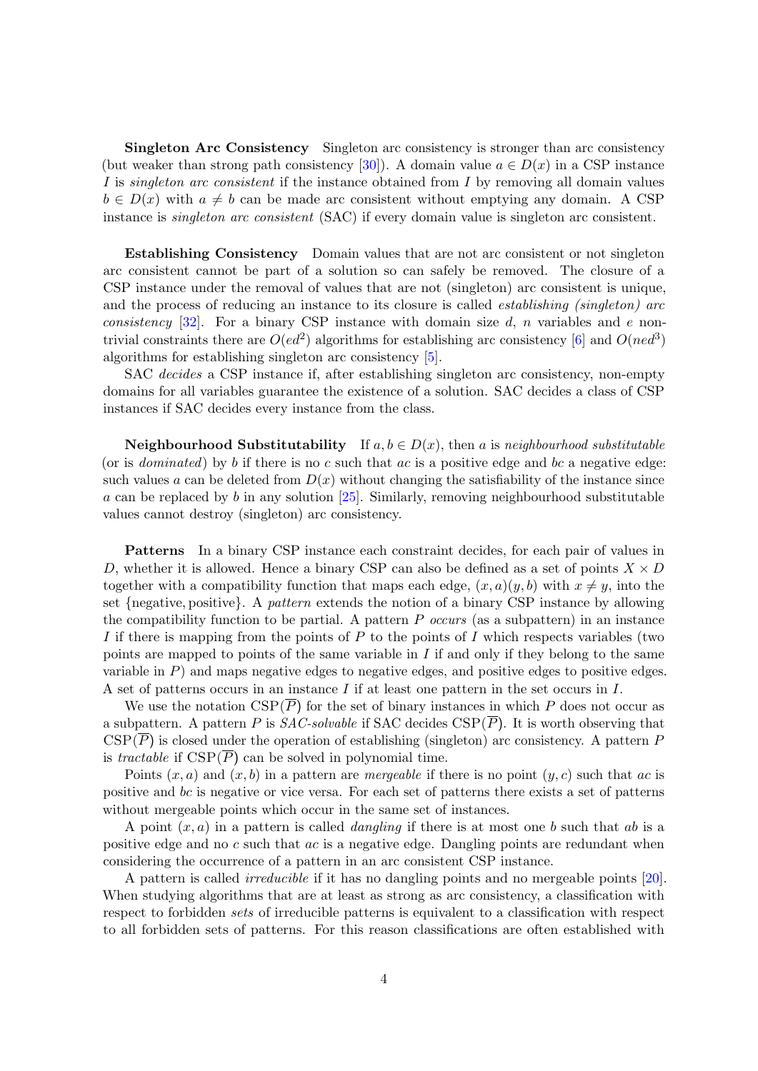**Singleton Arc Consistency** Singleton arc consistency is stronger than arc consistency (but weaker than strong path consistency [30]). A domain value $a \in D(x)$ in a CSP instance $I$ is *singleton arc consistent* if the instance obtained from $I$ by removing all domain values $b \in D(x)$ with $a \neq b$ can be made arc consistent without emptying any domain. A CSP instance is *singleton arc consistent* (SAC) if every domain value is singleton arc consistent.

**Establishing Consistency** Domain values that are not arc consistent or not singleton arc consistent cannot be part of a solution so can safely be removed. The closure of a CSP instance under the removal of values that are not (singleton) arc consistent is unique, and the process of reducing an instance to its closure is called *establishing (singleton) arc consistency* [32]. For a binary CSP instance with domain size $d$, $n$ variables and $e$ non-trivial constraints there are $O(ed^2)$ algorithms for establishing arc consistency [6] and $O(ned^3)$ algorithms for establishing singleton arc consistency [5].

SAC *decides* a CSP instance if, after establishing singleton arc consistency, non-empty domains for all variables guarantee the existence of a solution. SAC decides a class of CSP instances if SAC decides every instance from the class.

**Neighbourhood Substitutability** If $a, b \in D(x)$, then $a$ is *neighbourhood substitutable* (or is *dominated*) by $b$ if there is no $c$ such that $ac$ is a positive edge and $bc$ a negative edge: such values $a$ can be deleted from $D(x)$ without changing the satisfiability of the instance since $a$ can be replaced by $b$ in any solution [25]. Similarly, removing neighbourhood substitutable values cannot destroy (singleton) arc consistency.

**Patterns** In a binary CSP instance each constraint decides, for each pair of values in $D$, whether it is allowed. Hence a binary CSP can also be defined as a set of points $X \times D$ together with a compatibility function that maps each edge, $(x, a)(y, b)$ with $x \neq y$, into the set {negative, positive}. A *pattern* extends the notion of a binary CSP instance by allowing the compatibility function to be partial. A pattern $P$ *occurs* (as a subpattern) in an instance $I$ if there is mapping from the points of $P$ to the points of $I$ which respects variables (two points are mapped to points of the same variable in $I$ if and only if they belong to the same variable in $P$) and maps negative edges to negative edges, and positive edges to positive edges. A set of patterns occurs in an instance $I$ if at least one pattern in the set occurs in $I$.

We use the notation $\mathrm{CSP}(\overline{P})$ for the set of binary instances in which $P$ does not occur as a subpattern. A pattern $P$ is *SAC-solvable* if SAC decides $\mathrm{CSP}(\overline{P})$. It is worth observing that $\mathrm{CSP}(\overline{P})$ is closed under the operation of establishing (singleton) arc consistency. A pattern $P$ is *tractable* if $\mathrm{CSP}(\overline{P})$ can be solved in polynomial time.

Points $(x, a)$ and $(x, b)$ in a pattern are *mergeable* if there is no point $(y, c)$ such that $ac$ is positive and $bc$ is negative or vice versa. For each set of patterns there exists a set of patterns without mergeable points which occur in the same set of instances.

A point $(x, a)$ in a pattern is called *dangling* if there is at most one $b$ such that $ab$ is a positive edge and no $c$ such that $ac$ is a negative edge. Dangling points are redundant when considering the occurrence of a pattern in an arc consistent CSP instance.

A pattern is called *irreducible* if it has no dangling points and no mergeable points [20]. When studying algorithms that are at least as strong as arc consistency, a classification with respect to forbidden *sets* of irreducible patterns is equivalent to a classification with respect to all forbidden sets of patterns. For this reason classifications are often established with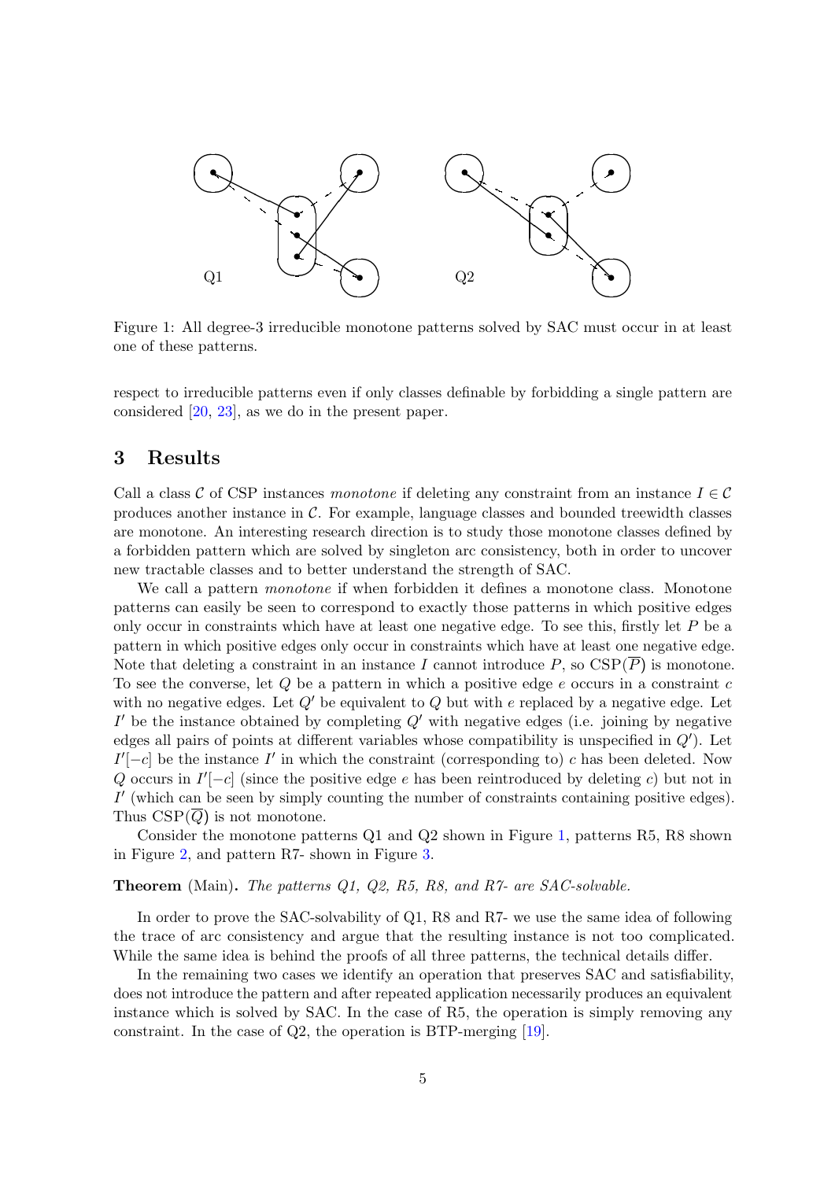Figure 1: All degree-3 irreducible monotone patterns solved by SAC must occur in at least one of these patterns.

respect to irreducible patterns even if only classes definable by forbidding a single pattern are considered [20, 23], as we do in the present paper.

## 3 Results

Call a class $\mathcal{C}$ of CSP instances *monotone* if deleting any constraint from an instance $I \in \mathcal{C}$ produces another instance in $\mathcal{C}$. For example, language classes and bounded treewidth classes are monotone. An interesting research direction is to study those monotone classes defined by a forbidden pattern which are solved by singleton arc consistency, both in order to uncover new tractable classes and to better understand the strength of SAC.

We call a pattern *monotone* if when forbidden it defines a monotone class. Monotone patterns can easily be seen to correspond to exactly those patterns in which positive edges only occur in constraints which have at least one negative edge. To see this, firstly let $P$ be a pattern in which positive edges only occur in constraints which have at least one negative edge. Note that deleting a constraint in an instance $I$ cannot introduce $P$, so $\mathrm{CSP}(\overline{P})$ is monotone. To see the converse, let $Q$ be a pattern in which a positive edge $e$ occurs in a constraint $c$ with no negative edges. Let $Q'$ be equivalent to $Q$ but with $e$ replaced by a negative edge. Let $I'$ be the instance obtained by completing $Q'$ with negative edges (i.e. joining by negative edges all pairs of points at different variables whose compatibility is unspecified in $Q'$). Let $I'[-c]$ be the instance $I'$ in which the constraint (corresponding to) $c$ has been deleted. Now $Q$ occurs in $I'[-c]$ (since the positive edge $e$ has been reintroduced by deleting $c$) but not in $I'$ (which can be seen by simply counting the number of constraints containing positive edges). Thus $\mathrm{CSP}(\overline{Q})$ is not monotone.

Consider the monotone patterns Q1 and Q2 shown in Figure 1, patterns R5, R8 shown in Figure 2, and pattern R7- shown in Figure 3.

**Theorem** (Main)**.** *The patterns Q1, Q2, R5, R8, and R7- are SAC-solvable.*

In order to prove the SAC-solvability of Q1, R8 and R7- we use the same idea of following the trace of arc consistency and argue that the resulting instance is not too complicated. While the same idea is behind the proofs of all three patterns, the technical details differ.

In the remaining two cases we identify an operation that preserves SAC and satisfiability, does not introduce the pattern and after repeated application necessarily produces an equivalent instance which is solved by SAC. In the case of R5, the operation is simply removing any constraint. In the case of Q2, the operation is BTP-merging [19].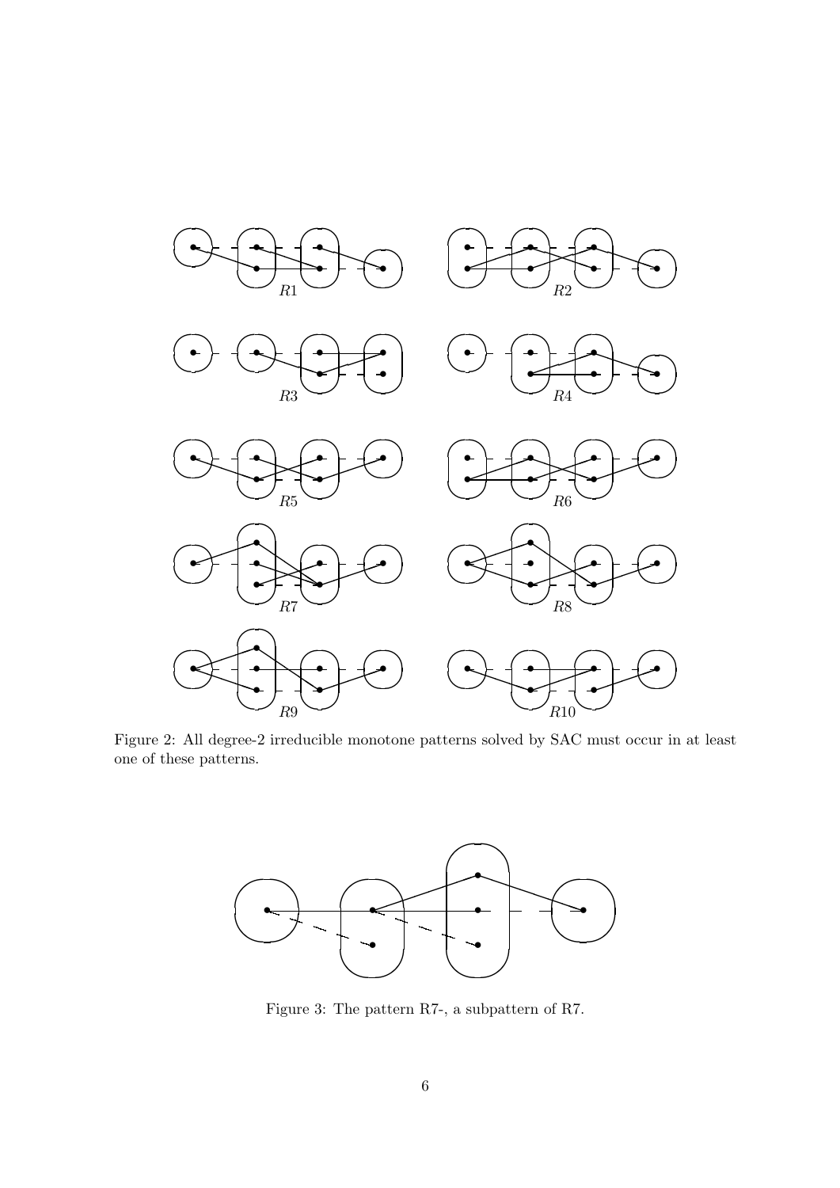Figure 2: All degree-2 irreducible monotone patterns solved by SAC must occur in at least one of these patterns.

Figure 3: The pattern R7-, a subpattern of R7.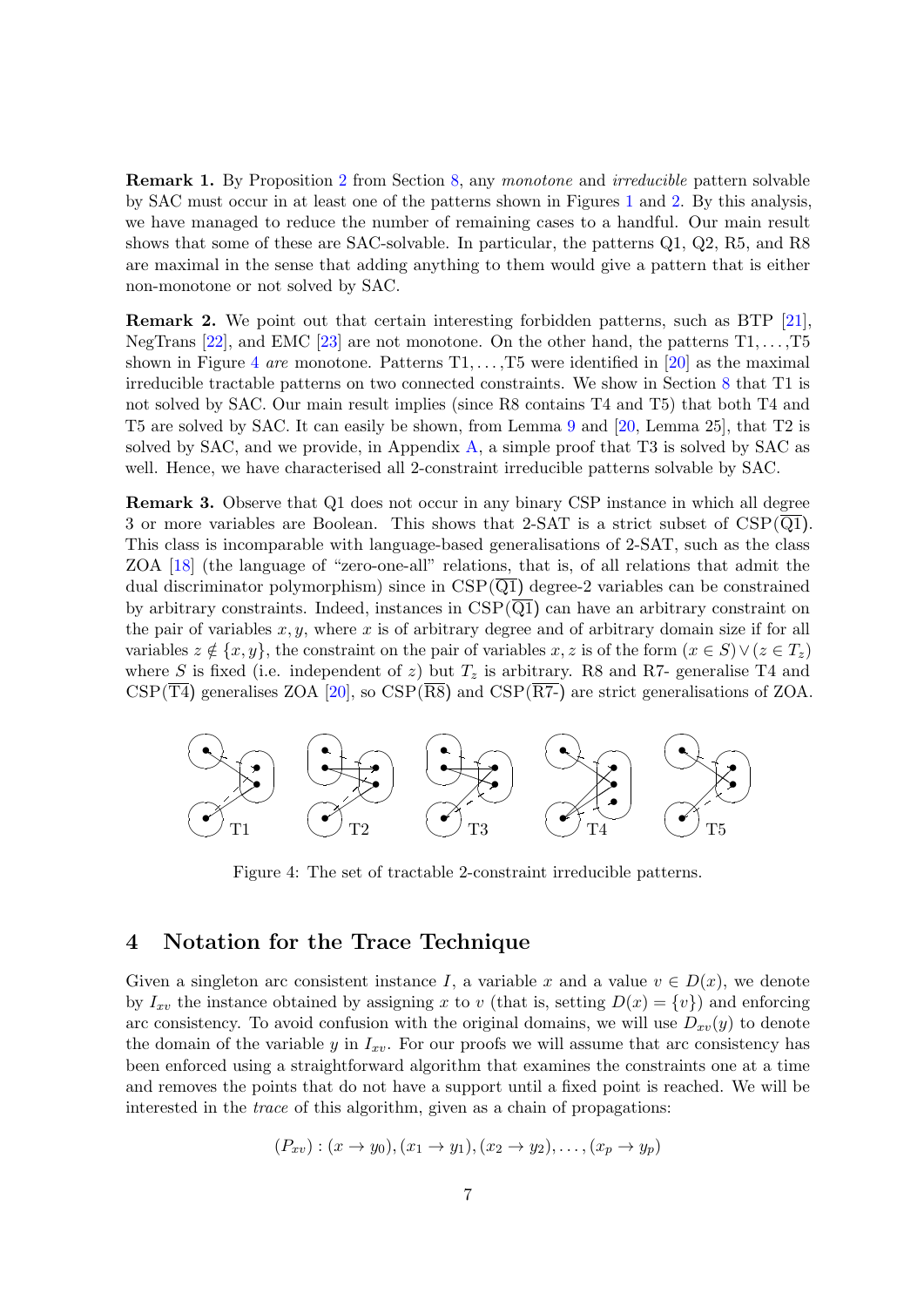**Remark 1.** By Proposition 2 from Section 8, any *monotone* and *irreducible* pattern solvable by SAC must occur in at least one of the patterns shown in Figures 1 and 2. By this analysis, we have managed to reduce the number of remaining cases to a handful. Our main result shows that some of these are SAC-solvable. In particular, the patterns Q1, Q2, R5, and R8 are maximal in the sense that adding anything to them would give a pattern that is either non-monotone or not solved by SAC.

**Remark 2.** We point out that certain interesting forbidden patterns, such as BTP [21], NegTrans [22], and EMC [23] are not monotone. On the other hand, the patterns T1, . . . ,T5 shown in Figure 4 *are* monotone. Patterns T1, . . . ,T5 were identified in [20] as the maximal irreducible tractable patterns on two connected constraints. We show in Section 8 that T1 is not solved by SAC. Our main result implies (since R8 contains T4 and T5) that both T4 and T5 are solved by SAC. It can easily be shown, from Lemma 9 and [20, Lemma 25], that T2 is solved by SAC, and we provide, in Appendix A, a simple proof that T3 is solved by SAC as well. Hence, we have characterised all 2-constraint irreducible patterns solvable by SAC.

**Remark 3.** Observe that Q1 does not occur in any binary CSP instance in which all degree 3 or more variables are Boolean. This shows that 2-SAT is a strict subset of CSP($\overline{\text{Q1}}$). This class is incomparable with language-based generalisations of 2-SAT, such as the class ZOA [18] (the language of "zero-one-all" relations, that is, of all relations that admit the dual discriminator polymorphism) since in CSP($\overline{\text{Q1}}$) degree-2 variables can be constrained by arbitrary constraints. Indeed, instances in CSP($\overline{\text{Q1}}$) can have an arbitrary constraint on the pair of variables $x, y$, where $x$ is of arbitrary degree and of arbitrary domain size if for all variables $z \notin \{x, y\}$, the constraint on the pair of variables $x, z$ is of the form $(x \in S) \vee (z \in T_z)$ where $S$ is fixed (i.e. independent of $z$) but $T_z$ is arbitrary. R8 and R7- generalise T4 and CSP($\overline{\text{T4}}$) generalises ZOA [20], so CSP($\overline{\text{R8}}$) and CSP($\overline{\text{R7-}}$) are strict generalisations of ZOA.

Figure 4: The set of tractable 2-constraint irreducible patterns.

## 4 Notation for the Trace Technique

Given a singleton arc consistent instance $I$, a variable $x$ and a value $v \in D(x)$, we denote by $I_{xv}$ the instance obtained by assigning $x$ to $v$ (that is, setting $D(x) = \{v\}$) and enforcing arc consistency. To avoid confusion with the original domains, we will use $D_{xv}(y)$ to denote the domain of the variable $y$ in $I_{xv}$. For our proofs we will assume that arc consistency has been enforced using a straightforward algorithm that examines the constraints one at a time and removes the points that do not have a support until a fixed point is reached. We will be interested in the *trace* of this algorithm, given as a chain of propagations:

$$(P_{xv}) : (x \to y_0), (x_1 \to y_1), (x_2 \to y_2), \ldots , (x_p \to y_p)$$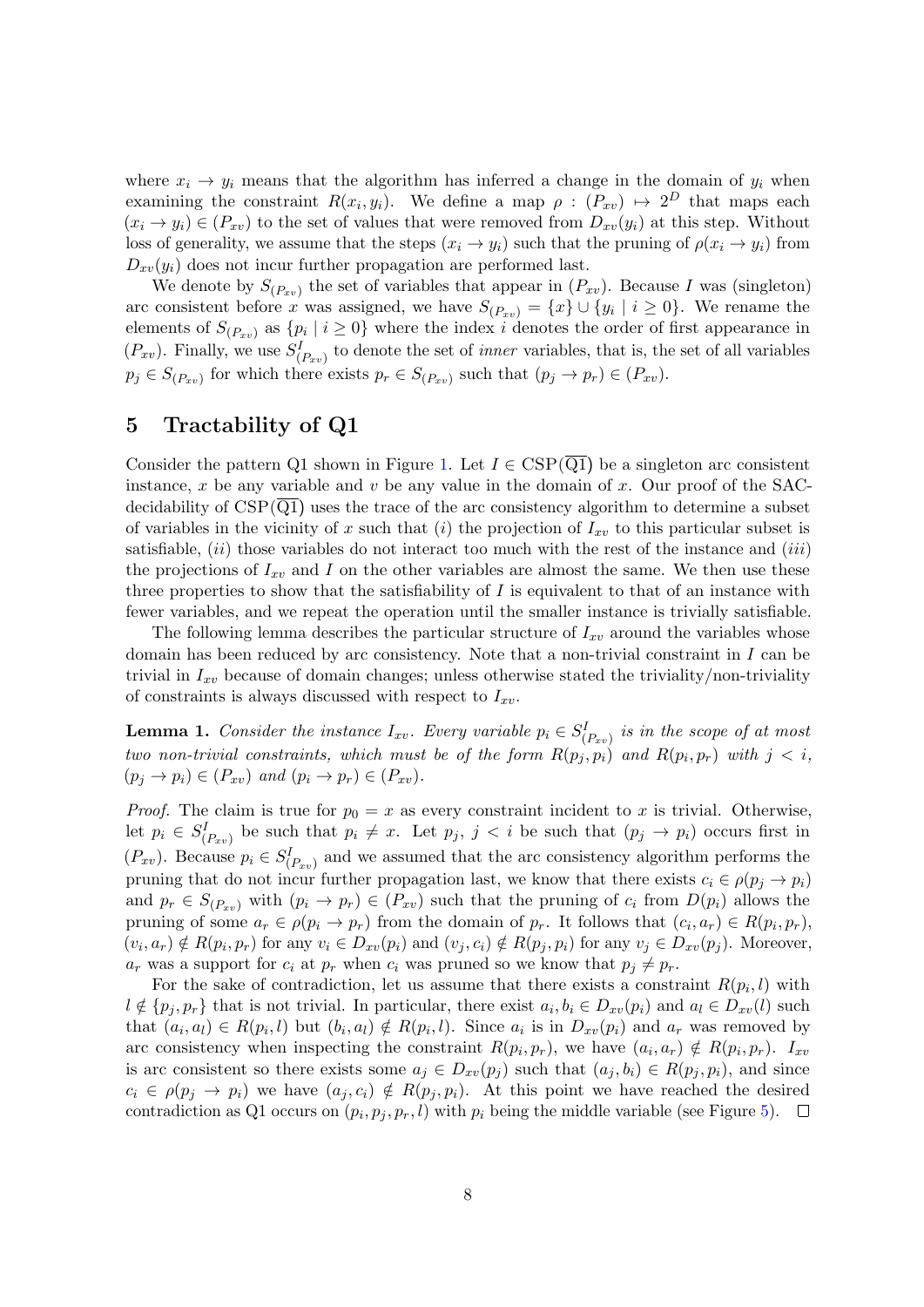where $x_i \to y_i$ means that the algorithm has inferred a change in the domain of $y_i$ when examining the constraint $R(x_i, y_i)$. We define a map $\rho : (P_{xv}) \mapsto 2^D$ that maps each $(x_i \to y_i) \in (P_{xv})$ to the set of values that were removed from $D_{xv}(y_i)$ at this step. Without loss of generality, we assume that the steps $(x_i \to y_i)$ such that the pruning of $\rho(x_i \to y_i)$ from $D_{xv}(y_i)$ does not incur further propagation are performed last.

We denote by $S_{(P_{xv})}$ the set of variables that appear in $(P_{xv})$. Because $I$ was (singleton) arc consistent before $x$ was assigned, we have $S_{(P_{xv})} = \{x\} \cup \{y_i \mid i \geq 0\}$. We rename the elements of $S_{(P_{xv})}$ as $\{p_i \mid i \geq 0\}$ where the index $i$ denotes the order of first appearance in $(P_{xv})$. Finally, we use $S^I_{(P_{xv})}$ to denote the set of *inner* variables, that is, the set of all variables $p_j \in S_{(P_{xv})}$ for which there exists $p_r \in S_{(P_{xv})}$ such that $(p_j \to p_r) \in (P_{xv})$.

## 5 Tractability of Q1

Consider the pattern Q1 shown in Figure 1. Let $I \in \text{CSP}(\overline{\text{Q1}})$ be a singleton arc consistent instance, $x$ be any variable and $v$ be any value in the domain of $x$. Our proof of the SAC-decidability of $\text{CSP}(\overline{\text{Q1}})$ uses the trace of the arc consistency algorithm to determine a subset of variables in the vicinity of $x$ such that $(i)$ the projection of $I_{xv}$ to this particular subset is satisfiable, $(ii)$ those variables do not interact too much with the rest of the instance and $(iii)$ the projections of $I_{xv}$ and $I$ on the other variables are almost the same. We then use these three properties to show that the satisfiability of $I$ is equivalent to that of an instance with fewer variables, and we repeat the operation until the smaller instance is trivially satisfiable.

The following lemma describes the particular structure of $I_{xv}$ around the variables whose domain has been reduced by arc consistency. Note that a non-trivial constraint in $I$ can be trivial in $I_{xv}$ because of domain changes; unless otherwise stated the triviality/non-triviality of constraints is always discussed with respect to $I_{xv}$.

**Lemma 1.** *Consider the instance $I_{xv}$. Every variable $p_i \in S^I_{(P_{xv})}$ is in the scope of at most two non-trivial constraints, which must be of the form $R(p_j, p_i)$ and $R(p_i, p_r)$ with $j < i$, $(p_j \to p_i) \in (P_{xv})$ and $(p_i \to p_r) \in (P_{xv})$.*

*Proof.* The claim is true for $p_0 = x$ as every constraint incident to $x$ is trivial. Otherwise, let $p_i \in S^I_{(P_{xv})}$ be such that $p_i \neq x$. Let $p_j$, $j < i$ be such that $(p_j \to p_i)$ occurs first in $(P_{xv})$. Because $p_i \in S^I_{(P_{xv})}$ and we assumed that the arc consistency algorithm performs the pruning that do not incur further propagation last, we know that there exists $c_i \in \rho(p_j \to p_i)$ and $p_r \in S_{(P_{xv})}$ with $(p_i \to p_r) \in (P_{xv})$ such that the pruning of $c_i$ from $D(p_i)$ allows the pruning of some $a_r \in \rho(p_i \to p_r)$ from the domain of $p_r$. It follows that $(c_i, a_r) \in R(p_i, p_r)$, $(v_i, a_r) \notin R(p_i, p_r)$ for any $v_i \in D_{xv}(p_i)$ and $(v_j, c_i) \notin R(p_j, p_i)$ for any $v_j \in D_{xv}(p_j)$. Moreover, $a_r$ was a support for $c_i$ at $p_r$ when $c_i$ was pruned so we know that $p_j \neq p_r$.

For the sake of contradiction, let us assume that there exists a constraint $R(p_i, l)$ with $l \notin \{p_j, p_r\}$ that is not trivial. In particular, there exist $a_i, b_i \in D_{xv}(p_i)$ and $a_l \in D_{xv}(l)$ such that $(a_i, a_l) \in R(p_i, l)$ but $(b_i, a_l) \notin R(p_i, l)$. Since $a_i$ is in $D_{xv}(p_i)$ and $a_r$ was removed by arc consistency when inspecting the constraint $R(p_i, p_r)$, we have $(a_i, a_r) \notin R(p_i, p_r)$. $I_{xv}$ is arc consistent so there exists some $a_j \in D_{xv}(p_j)$ such that $(a_j, b_i) \in R(p_j, p_i)$, and since $c_i \in \rho(p_j \to p_i)$ we have $(a_j, c_i) \notin R(p_j, p_i)$. At this point we have reached the desired contradiction as Q1 occurs on $(p_i, p_j, p_r, l)$ with $p_i$ being the middle variable (see Figure 5). $\square$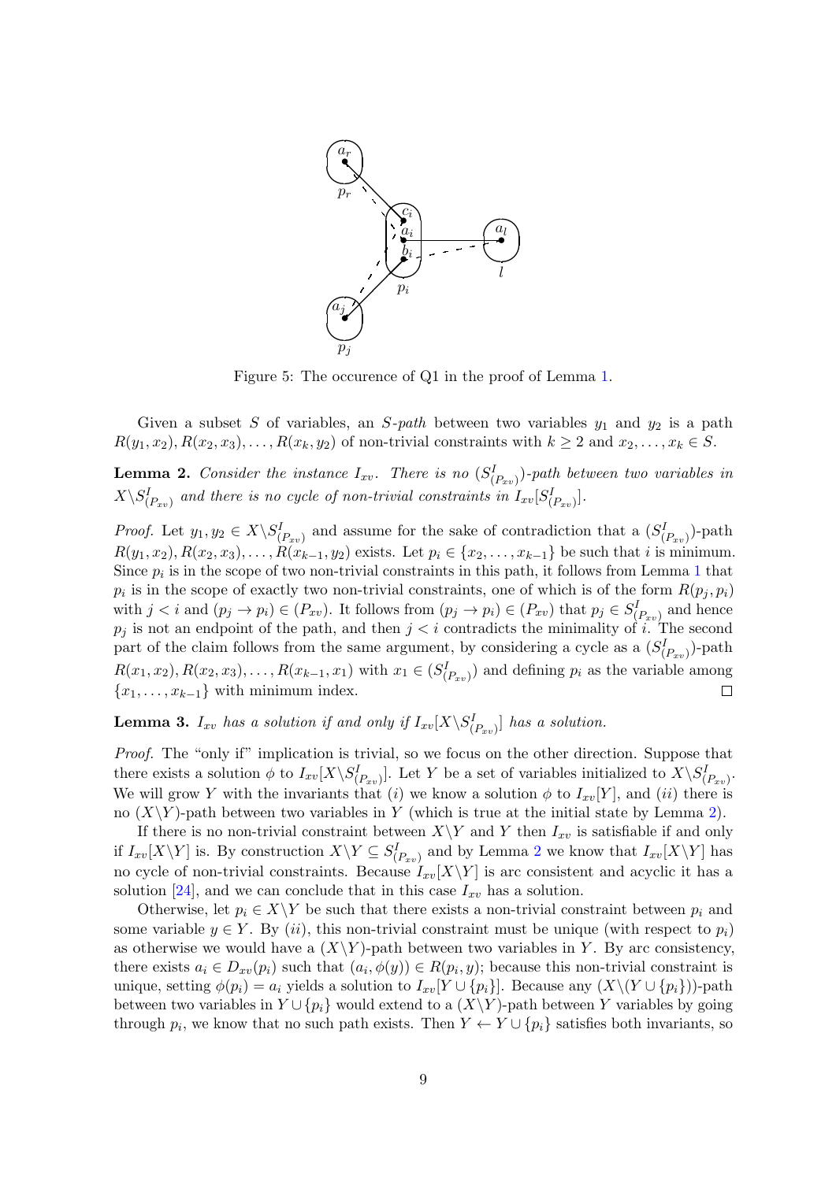Figure 5: The occurence of Q1 in the proof of Lemma 1.

Given a subset $S$ of variables, an $S$-*path* between two variables $y_1$ and $y_2$ is a path $R(y_1, x_2), R(x_2, x_3), \ldots, R(x_k, y_2)$ of non-trivial constraints with $k \geq 2$ and $x_2, \ldots, x_k \in S$.

**Lemma 2.** *Consider the instance $I_{xv}$. There is no $(S^I_{(P_{xv})})$-path between two variables in $X \backslash S^I_{(P_{xv})}$ and there is no cycle of non-trivial constraints in $I_{xv}[S^I_{(P_{xv})}]$.*

*Proof.* Let $y_1, y_2 \in X \backslash S^I_{(P_{xv})}$ and assume for the sake of contradiction that a $(S^I_{(P_{xv})})$-path $R(y_1, x_2), R(x_2, x_3), \ldots, R(x_{k-1}, y_2)$ exists. Let $p_i \in \{x_2, \ldots, x_{k-1}\}$ be such that $i$ is minimum. Since $p_i$ is in the scope of two non-trivial constraints in this path, it follows from Lemma 1 that $p_i$ is in the scope of exactly two non-trivial constraints, one of which is of the form $R(p_j, p_i)$ with $j < i$ and $(p_j \to p_i) \in (P_{xv})$. It follows from $(p_j \to p_i) \in (P_{xv})$ that $p_j \in S^I_{(P_{xv})}$ and hence $p_j$ is not an endpoint of the path, and then $j < i$ contradicts the minimality of $i$. The second part of the claim follows from the same argument, by considering a cycle as a $(S^I_{(P_{xv})})$-path $R(x_1, x_2), R(x_2, x_3), \ldots, R(x_{k-1}, x_1)$ with $x_1 \in (S^I_{(P_{xv})})$ and defining $p_i$ as the variable among $\{x_1, \ldots, x_{k-1}\}$ with minimum index. ◻

**Lemma 3.** *$I_{xv}$ has a solution if and only if $I_{xv}[X \backslash S^I_{(P_{xv})}]$ has a solution.*

*Proof.* The "only if" implication is trivial, so we focus on the other direction. Suppose that there exists a solution $\phi$ to $I_{xv}[X \backslash S^I_{(P_{xv})}]$. Let $Y$ be a set of variables initialized to $X \backslash S^I_{(P_{xv})}$. We will grow $Y$ with the invariants that $(i)$ we know a solution $\phi$ to $I_{xv}[Y]$, and $(ii)$ there is no $(X \backslash Y)$-path between two variables in $Y$ (which is true at the initial state by Lemma 2).

If there is no non-trivial constraint between $X \backslash Y$ and $Y$ then $I_{xv}$ is satisfiable if and only if $I_{xv}[X \backslash Y]$ is. By construction $X \backslash Y \subseteq S^I_{(P_{xv})}$ and by Lemma 2 we know that $I_{xv}[X \backslash Y]$ has no cycle of non-trivial constraints. Because $I_{xv}[X \backslash Y]$ is arc consistent and acyclic it has a solution [24], and we can conclude that in this case $I_{xv}$ has a solution.

Otherwise, let $p_i \in X \backslash Y$ be such that there exists a non-trivial constraint between $p_i$ and some variable $y \in Y$. By $(ii)$, this non-trivial constraint must be unique (with respect to $p_i$) as otherwise we would have a $(X \backslash Y)$-path between two variables in $Y$. By arc consistency, there exists $a_i \in D_{xv}(p_i)$ such that $(a_i, \phi(y)) \in R(p_i, y)$; because this non-trivial constraint is unique, setting $\phi(p_i) = a_i$ yields a solution to $I_{xv}[Y \cup \{p_i\}]$. Because any $(X \backslash (Y \cup \{p_i\}))$-path between two variables in $Y \cup \{p_i\}$ would extend to a $(X \backslash Y)$-path between $Y$ variables by going through $p_i$, we know that no such path exists. Then $Y \leftarrow Y \cup \{p_i\}$ satisfies both invariants, so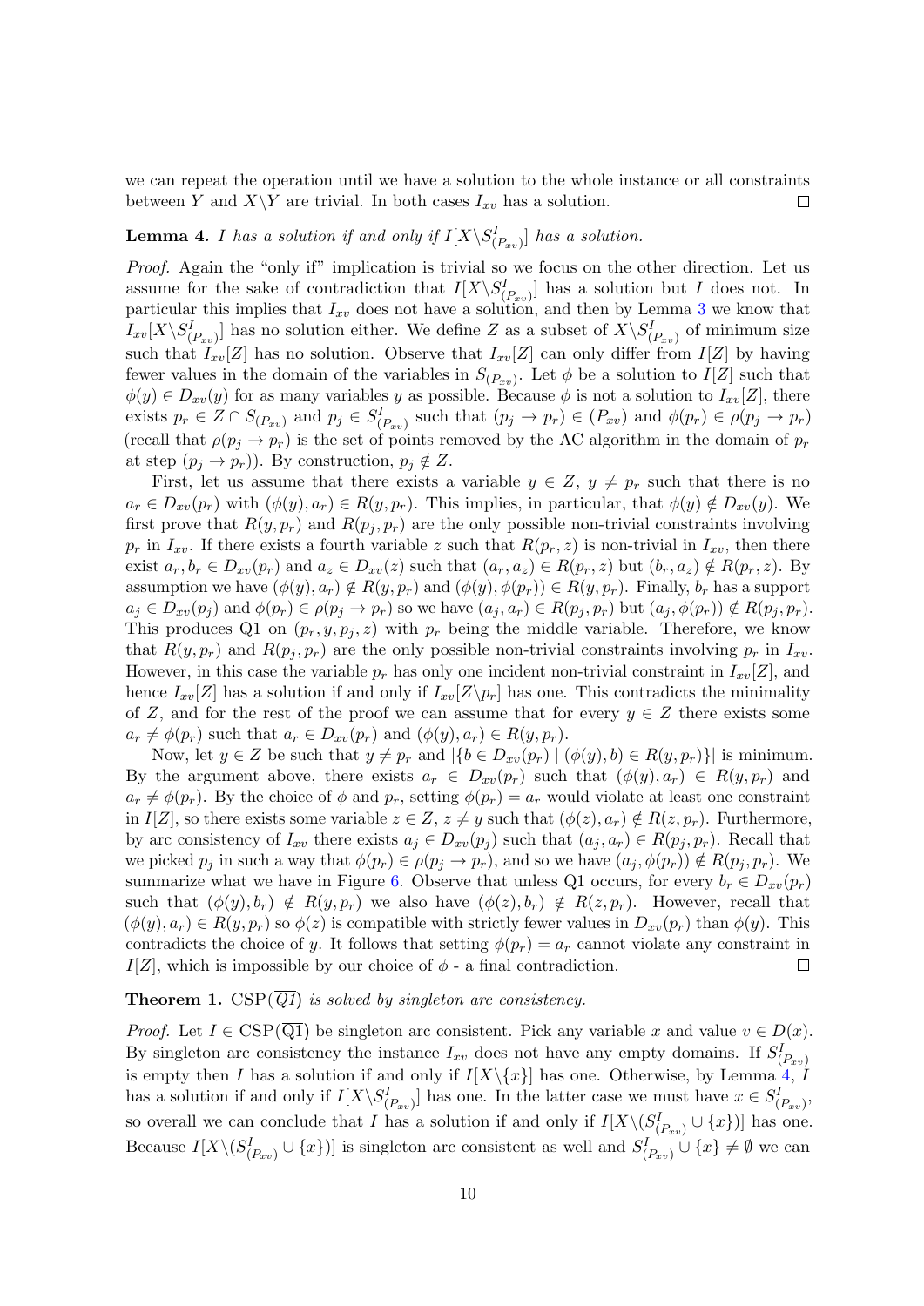we can repeat the operation until we have a solution to the whole instance or all constraints between $Y$ and $X\backslash Y$ are trivial. In both cases $I_{xv}$ has a solution. ◻

**Lemma 4.** *I has a solution if and only if $I[X\backslash S^I_{(P_{xv})}]$ has a solution.*

*Proof.* Again the "only if" implication is trivial so we focus on the other direction. Let us assume for the sake of contradiction that $I[X\backslash S^I_{(P_{xv})}]$ has a solution but $I$ does not. In particular this implies that $I_{xv}$ does not have a solution, and then by Lemma 3 we know that $I_{xv}[X\backslash S^I_{(P_{xv})}]$ has no solution either. We define $Z$ as a subset of $X\backslash S^I_{(P_{xv})}$ of minimum size such that $I_{xv}[Z]$ has no solution. Observe that $I_{xv}[Z]$ can only differ from $I[Z]$ by having fewer values in the domain of the variables in $S_{(P_{xv})}$. Let $\phi$ be a solution to $I[Z]$ such that $\phi(y) \in D_{xv}(y)$ for as many variables $y$ as possible. Because $\phi$ is not a solution to $I_{xv}[Z]$, there exists $p_r \in Z \cap S_{(P_{xv})}$ and $p_j \in S^I_{(P_{xv})}$ such that $(p_j \to p_r) \in (P_{xv})$ and $\phi(p_r) \in \rho(p_j \to p_r)$ (recall that $\rho(p_j \to p_r)$ is the set of points removed by the AC algorithm in the domain of $p_r$ at step $(p_j \to p_r)$). By construction, $p_j \notin Z$.

First, let us assume that there exists a variable $y \in Z$, $y \neq p_r$ such that there is no $a_r \in D_{xv}(p_r)$ with $(\phi(y), a_r) \in R(y, p_r)$. This implies, in particular, that $\phi(y) \notin D_{xv}(y)$. We first prove that $R(y, p_r)$ and $R(p_j, p_r)$ are the only possible non-trivial constraints involving $p_r$ in $I_{xv}$. If there exists a fourth variable $z$ such that $R(p_r, z)$ is non-trivial in $I_{xv}$, then there exist $a_r, b_r \in D_{xv}(p_r)$ and $a_z \in D_{xv}(z)$ such that $(a_r, a_z) \in R(p_r, z)$ but $(b_r, a_z) \notin R(p_r, z)$. By assumption we have $(\phi(y), a_r) \notin R(y, p_r)$ and $(\phi(y), \phi(p_r)) \in R(y, p_r)$. Finally, $b_r$ has a support $a_j \in D_{xv}(p_j)$ and $\phi(p_r) \in \rho(p_j \to p_r)$ so we have $(a_j, a_r) \in R(p_j, p_r)$ but $(a_j, \phi(p_r)) \notin R(p_j, p_r)$. This produces Q1 on $(p_r, y, p_j, z)$ with $p_r$ being the middle variable. Therefore, we know that $R(y, p_r)$ and $R(p_j, p_r)$ are the only possible non-trivial constraints involving $p_r$ in $I_{xv}$. However, in this case the variable $p_r$ has only one incident non-trivial constraint in $I_{xv}[Z]$, and hence $I_{xv}[Z]$ has a solution if and only if $I_{xv}[Z\backslash p_r]$ has one. This contradicts the minimality of $Z$, and for the rest of the proof we can assume that for every $y \in Z$ there exists some $a_r \neq \phi(p_r)$ such that $a_r \in D_{xv}(p_r)$ and $(\phi(y), a_r) \in R(y, p_r)$.

Now, let $y \in Z$ be such that $y \neq p_r$ and $|\{b \in D_{xv}(p_r) \mid (\phi(y), b) \in R(y, p_r)\}|$ is minimum. By the argument above, there exists $a_r \in D_{xv}(p_r)$ such that $(\phi(y), a_r) \in R(y, p_r)$ and $a_r \neq \phi(p_r)$. By the choice of $\phi$ and $p_r$, setting $\phi(p_r) = a_r$ would violate at least one constraint in $I[Z]$, so there exists some variable $z \in Z$, $z \neq y$ such that $(\phi(z), a_r) \notin R(z, p_r)$. Furthermore, by arc consistency of $I_{xv}$ there exists $a_j \in D_{xv}(p_j)$ such that $(a_j, a_r) \in R(p_j, p_r)$. Recall that we picked $p_j$ in such a way that $\phi(p_r) \in \rho(p_j \to p_r)$, and so we have $(a_j, \phi(p_r)) \notin R(p_j, p_r)$. We summarize what we have in Figure 6. Observe that unless Q1 occurs, for every $b_r \in D_{xv}(p_r)$ such that $(\phi(y), b_r) \notin R(y, p_r)$ we also have $(\phi(z), b_r) \notin R(z, p_r)$. However, recall that $(\phi(y), a_r) \in R(y, p_r)$ so $\phi(z)$ is compatible with strictly fewer values in $D_{xv}(p_r)$ than $\phi(y)$. This contradicts the choice of $y$. It follows that setting $\phi(p_r) = a_r$ cannot violate any constraint in $I[Z]$, which is impossible by our choice of $\phi$ - a final contradiction. ◻

**Theorem 1.** CSP($\overline{Q1}$) *is solved by singleton arc consistency.*

*Proof.* Let $I \in$ CSP($\overline{\text{Q1}}$) be singleton arc consistent. Pick any variable $x$ and value $v \in D(x)$. By singleton arc consistency the instance $I_{xv}$ does not have any empty domains. If $S^I_{(P_{xv})}$ is empty then $I$ has a solution if and only if $I[X\backslash\{x\}]$ has one. Otherwise, by Lemma 4, $I$ has a solution if and only if $I[X\backslash S^I_{(P_{xv})}]$ has one. In the latter case we must have $x \in S^I_{(P_{xv})}$, so overall we can conclude that $I$ has a solution if and only if $I[X\backslash(S^I_{(P_{xv})} \cup \{x\})]$ has one. Because $I[X\backslash(S^I_{(P_{xv})} \cup \{x\})]$ is singleton arc consistent as well and $S^I_{(P_{xv})} \cup \{x\} \neq \emptyset$ we can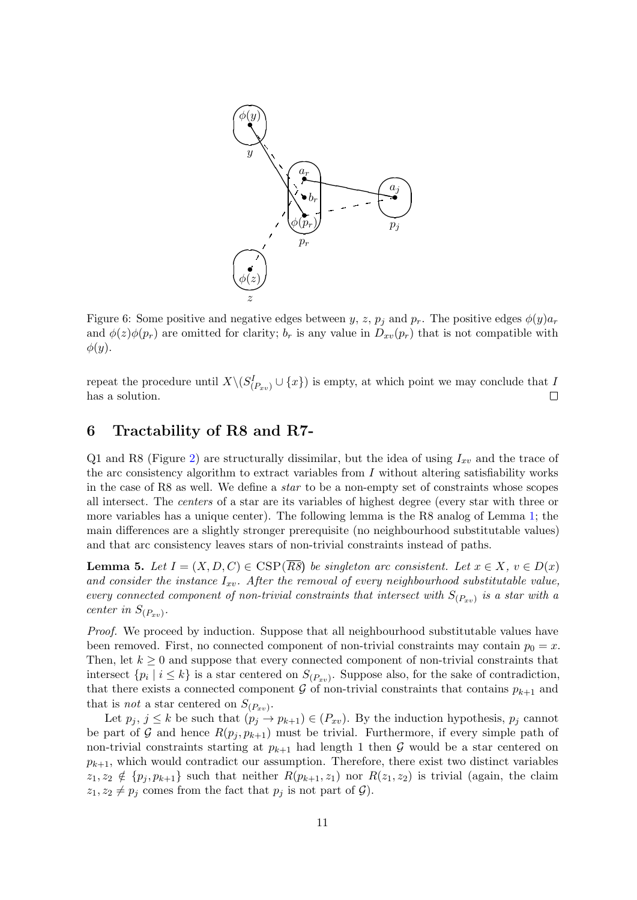Figure 6: Some positive and negative edges between $y$, $z$, $p_j$ and $p_r$. The positive edges $\phi(y)a_r$ and $\phi(z)\phi(p_r)$ are omitted for clarity; $b_r$ is any value in $D_{xv}(p_r)$ that is not compatible with $\phi(y)$.

repeat the procedure until $X \backslash (S^I_{(P_{xv})} \cup \{x\})$ is empty, at which point we may conclude that $I$ has a solution. $\square$

## 6 Tractability of R8 and R7-

Q1 and R8 (Figure 2) are structurally dissimilar, but the idea of using $I_{xv}$ and the trace of the arc consistency algorithm to extract variables from $I$ without altering satisfiability works in the case of R8 as well. We define a *star* to be a non-empty set of constraints whose scopes all intersect. The *centers* of a star are its variables of highest degree (every star with three or more variables has a unique center). The following lemma is the R8 analog of Lemma 1; the main differences are a slightly stronger prerequisite (no neighbourhood substitutable values) and that arc consistency leaves stars of non-trivial constraints instead of paths.

**Lemma 5.** *Let $I = (X, D, C) \in \mathrm{CSP}(\overline{R8})$ be singleton arc consistent. Let $x \in X$, $v \in D(x)$ and consider the instance $I_{xv}$. After the removal of every neighbourhood substitutable value, every connected component of non-trivial constraints that intersect with $S_{(P_{xv})}$ is a star with a center in $S_{(P_{xv})}$.*

*Proof.* We proceed by induction. Suppose that all neighbourhood substitutable values have been removed. First, no connected component of non-trivial constraints may contain $p_0 = x$. Then, let $k \geq 0$ and suppose that every connected component of non-trivial constraints that intersect $\{p_i \mid i \leq k\}$ is a star centered on $S_{(P_{xv})}$. Suppose also, for the sake of contradiction, that there exists a connected component $\mathcal{G}$ of non-trivial constraints that contains $p_{k+1}$ and that is *not* a star centered on $S_{(P_{xv})}$.

Let $p_j$, $j \leq k$ be such that $(p_j \rightarrow p_{k+1}) \in (P_{xv})$. By the induction hypothesis, $p_j$ cannot be part of $\mathcal{G}$ and hence $R(p_j, p_{k+1})$ must be trivial. Furthermore, if every simple path of non-trivial constraints starting at $p_{k+1}$ had length 1 then $\mathcal{G}$ would be a star centered on $p_{k+1}$, which would contradict our assumption. Therefore, there exist two distinct variables $z_1, z_2 \notin \{p_j, p_{k+1}\}$ such that neither $R(p_{k+1}, z_1)$ nor $R(z_1, z_2)$ is trivial (again, the claim $z_1, z_2 \neq p_j$ comes from the fact that $p_j$ is not part of $\mathcal{G}$).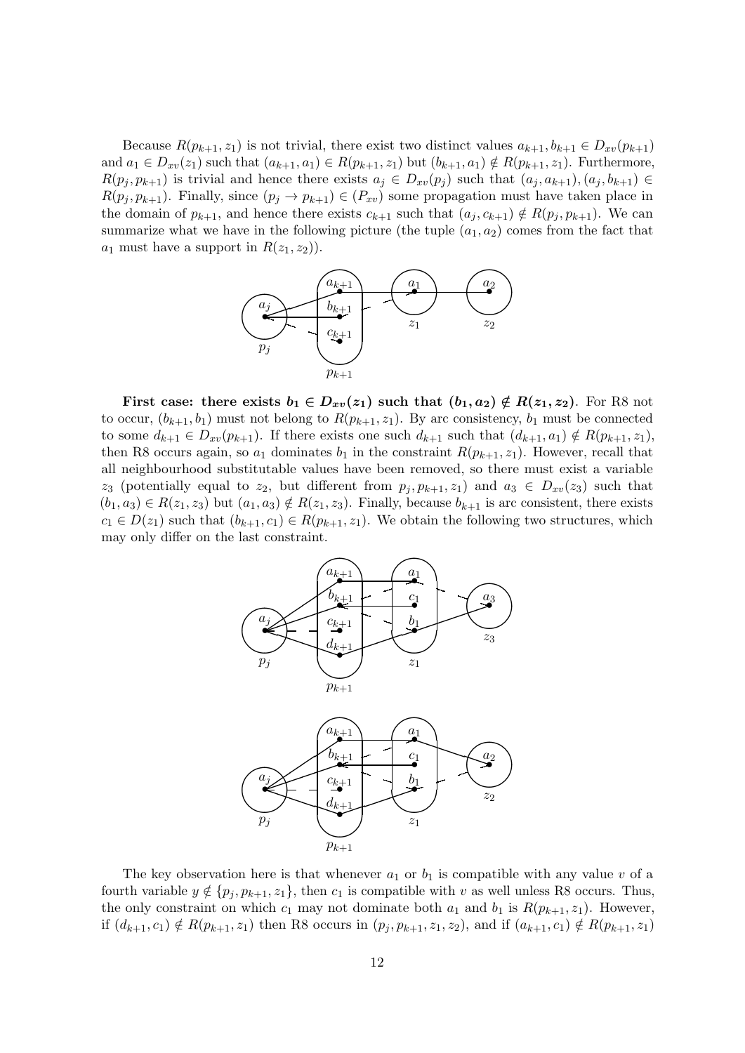Because $R(p_{k+1}, z_1)$ is not trivial, there exist two distinct values $a_{k+1}, b_{k+1} \in D_{xv}(p_{k+1})$ and $a_1 \in D_{xv}(z_1)$ such that $(a_{k+1}, a_1) \in R(p_{k+1}, z_1)$ but $(b_{k+1}, a_1) \notin R(p_{k+1}, z_1)$. Furthermore, $R(p_j, p_{k+1})$ is trivial and hence there exists $a_j \in D_{xv}(p_j)$ such that $(a_j, a_{k+1}), (a_j, b_{k+1}) \in R(p_j, p_{k+1})$. Finally, since $(p_j \to p_{k+1}) \in (P_{xv})$ some propagation must have taken place in the domain of $p_{k+1}$, and hence there exists $c_{k+1}$ such that $(a_j, c_{k+1}) \notin R(p_j, p_{k+1})$. We can summarize what we have in the following picture (the tuple $(a_1, a_2)$ comes from the fact that $a_1$ must have a support in $R(z_1, z_2)$).

**First case: there exists $b_1 \in D_{xv}(z_1)$ such that $(b_1, a_2) \notin R(z_1, z_2)$.** For R8 not to occur, $(b_{k+1}, b_1)$ must not belong to $R(p_{k+1}, z_1)$. By arc consistency, $b_1$ must be connected to some $d_{k+1} \in D_{xv}(p_{k+1})$. If there exists one such $d_{k+1}$ such that $(d_{k+1}, a_1) \notin R(p_{k+1}, z_1)$, then R8 occurs again, so $a_1$ dominates $b_1$ in the constraint $R(p_{k+1}, z_1)$. However, recall that all neighbourhood substitutable values have been removed, so there must exist a variable $z_3$ (potentially equal to $z_2$, but different from $p_j, p_{k+1}, z_1$) and $a_3 \in D_{xv}(z_3)$ such that $(b_1, a_3) \in R(z_1, z_3)$ but $(a_1, a_3) \notin R(z_1, z_3)$. Finally, because $b_{k+1}$ is arc consistent, there exists $c_1 \in D(z_1)$ such that $(b_{k+1}, c_1) \in R(p_{k+1}, z_1)$. We obtain the following two structures, which may only differ on the last constraint.

The key observation here is that whenever $a_1$ or $b_1$ is compatible with any value $v$ of a fourth variable $y \notin \{p_j, p_{k+1}, z_1\}$, then $c_1$ is compatible with $v$ as well unless R8 occurs. Thus, the only constraint on which $c_1$ may not dominate both $a_1$ and $b_1$ is $R(p_{k+1}, z_1)$. However, if $(d_{k+1}, c_1) \notin R(p_{k+1}, z_1)$ then R8 occurs in $(p_j, p_{k+1}, z_1, z_2)$, and if $(a_{k+1}, c_1) \notin R(p_{k+1}, z_1)$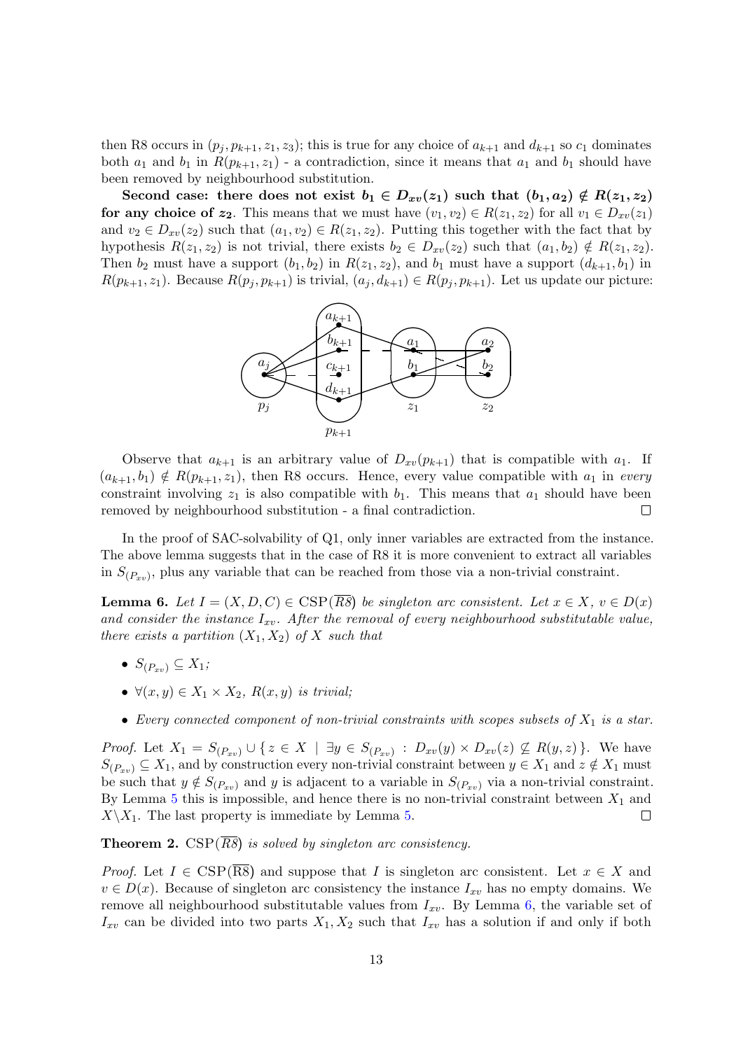then R8 occurs in $(p_j, p_{k+1}, z_1, z_3)$; this is true for any choice of $a_{k+1}$ and $d_{k+1}$ so $c_1$ dominates both $a_1$ and $b_1$ in $R(p_{k+1}, z_1)$ - a contradiction, since it means that $a_1$ and $b_1$ should have been removed by neighbourhood substitution.

**Second case: there does not exist $b_1 \in D_{xv}(z_1)$ such that $(b_1, a_2) \notin R(z_1, z_2)$ for any choice of $z_2$.** This means that we must have $(v_1, v_2) \in R(z_1, z_2)$ for all $v_1 \in D_{xv}(z_1)$ and $v_2 \in D_{xv}(z_2)$ such that $(a_1, v_2) \in R(z_1, z_2)$. Putting this together with the fact that by hypothesis $R(z_1, z_2)$ is not trivial, there exists $b_2 \in D_{xv}(z_2)$ such that $(a_1, b_2) \notin R(z_1, z_2)$. Then $b_2$ must have a support $(b_1, b_2)$ in $R(z_1, z_2)$, and $b_1$ must have a support $(d_{k+1}, b_1)$ in $R(p_{k+1}, z_1)$. Because $R(p_j, p_{k+1})$ is trivial, $(a_j, d_{k+1}) \in R(p_j, p_{k+1})$. Let us update our picture:

Observe that $a_{k+1}$ is an arbitrary value of $D_{xv}(p_{k+1})$ that is compatible with $a_1$. If $(a_{k+1}, b_1) \notin R(p_{k+1}, z_1)$, then R8 occurs. Hence, every value compatible with $a_1$ in *every* constraint involving $z_1$ is also compatible with $b_1$. This means that $a_1$ should have been removed by neighbourhood substitution - a final contradiction. □

In the proof of SAC-solvability of Q1, only inner variables are extracted from the instance. The above lemma suggests that in the case of R8 it is more convenient to extract all variables in $S_{(P_{xv})}$, plus any variable that can be reached from those via a non-trivial constraint.

**Lemma 6.** *Let $I = (X, D, C) \in \mathrm{CSP}(\overline{R8})$ be singleton arc consistent. Let $x \in X$, $v \in D(x)$ and consider the instance $I_{xv}$. After the removal of every neighbourhood substitutable value, there exists a partition $(X_1, X_2)$ of $X$ such that*

- *$S_{(P_{xv})} \subseteq X_1$;*
- *$\forall (x, y) \in X_1 \times X_2$, $R(x, y)$ is trivial;*
- *Every connected component of non-trivial constraints with scopes subsets of $X_1$ is a star.*

*Proof.* Let $X_1 = S_{(P_{xv})} \cup \{ z \in X \mid \exists y \in S_{(P_{xv})} : D_{xv}(y) \times D_{xv}(z) \not\subseteq R(y, z) \}$. We have $S_{(P_{xv})} \subseteq X_1$, and by construction every non-trivial constraint between $y \in X_1$ and $z \notin X_1$ must be such that $y \notin S_{(P_{xv})}$ and $y$ is adjacent to a variable in $S_{(P_{xv})}$ via a non-trivial constraint. By Lemma 5 this is impossible, and hence there is no non-trivial constraint between $X_1$ and $X \backslash X_1$. The last property is immediate by Lemma 5. □

**Theorem 2.** $\mathrm{CSP}(\overline{R8})$ *is solved by singleton arc consistency.*

*Proof.* Let $I \in \mathrm{CSP}(\overline{\mathrm{R8}})$ and suppose that $I$ is singleton arc consistent. Let $x \in X$ and $v \in D(x)$. Because of singleton arc consistency the instance $I_{xv}$ has no empty domains. We remove all neighbourhood substitutable values from $I_{xv}$. By Lemma 6, the variable set of $I_{xv}$ can be divided into two parts $X_1, X_2$ such that $I_{xv}$ has a solution if and only if both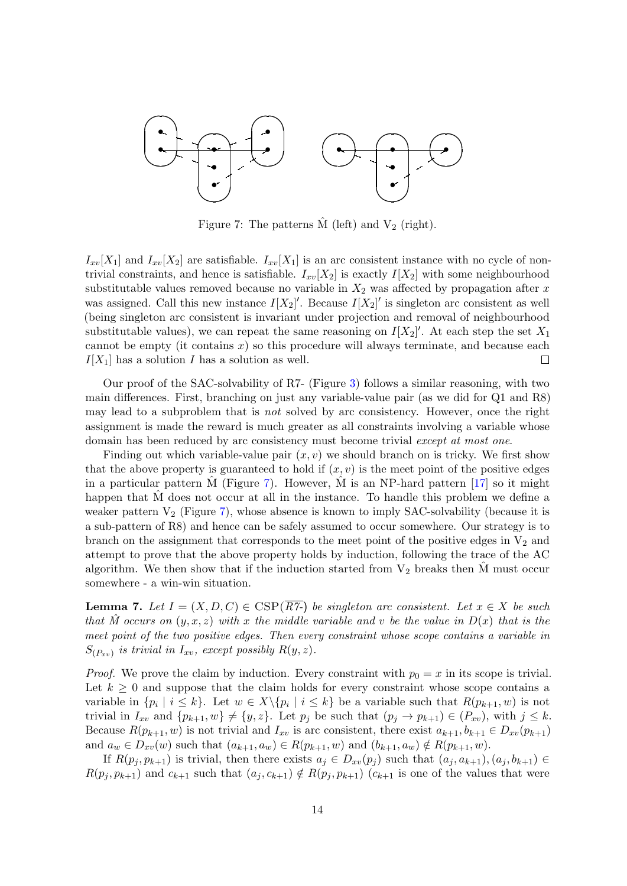Figure 7: The patterns $\hat{\text{M}}$ (left) and $\text{V}_2$ (right).

$I_{xv}[X_1]$ and $I_{xv}[X_2]$ are satisfiable. $I_{xv}[X_1]$ is an arc consistent instance with no cycle of non-trivial constraints, and hence is satisfiable. $I_{xv}[X_2]$ is exactly $I[X_2]$ with some neighbourhood substitutable values removed because no variable in $X_2$ was affected by propagation after $x$ was assigned. Call this new instance $I[X_2]'$. Because $I[X_2]'$ is singleton arc consistent as well (being singleton arc consistent is invariant under projection and removal of neighbourhood substitutable values), we can repeat the same reasoning on $I[X_2]'$. At each step the set $X_1$ cannot be empty (it contains $x$) so this procedure will always terminate, and because each $I[X_1]$ has a solution $I$ has a solution as well. □

Our proof of the SAC-solvability of R7- (Figure 3) follows a similar reasoning, with two main differences. First, branching on just any variable-value pair (as we did for Q1 and R8) may lead to a subproblem that is *not* solved by arc consistency. However, once the right assignment is made the reward is much greater as all constraints involving a variable whose domain has been reduced by arc consistency must become trivial *except at most one*.

Finding out which variable-value pair $(x, v)$ we should branch on is tricky. We first show that the above property is guaranteed to hold if $(x, v)$ is the meet point of the positive edges in a particular pattern $\hat{\text{M}}$ (Figure 7). However, $\hat{\text{M}}$ is an NP-hard pattern [17] so it might happen that $\hat{\text{M}}$ does not occur at all in the instance. To handle this problem we define a weaker pattern $\text{V}_2$ (Figure 7), whose absence is known to imply SAC-solvability (because it is a sub-pattern of R8) and hence can be safely assumed to occur somewhere. Our strategy is to branch on the assignment that corresponds to the meet point of the positive edges in $\text{V}_2$ and attempt to prove that the above property holds by induction, following the trace of the AC algorithm. We then show that if the induction started from $\text{V}_2$ breaks then $\hat{\text{M}}$ must occur somewhere - a win-win situation.

**Lemma 7.** *Let $I = (X, D, C) \in \text{CSP}(\overline{R7\text{-}})$ be singleton arc consistent. Let $x \in X$ be such that $\hat{M}$ occurs on $(y, x, z)$ with $x$ the middle variable and $v$ be the value in $D(x)$ that is the meet point of the two positive edges. Then every constraint whose scope contains a variable in $S_{(P_{xv})}$ is trivial in $I_{xv}$, except possibly $R(y, z)$.*

*Proof.* We prove the claim by induction. Every constraint with $p_0 = x$ in its scope is trivial. Let $k \geq 0$ and suppose that the claim holds for every constraint whose scope contains a variable in $\{p_i \mid i \leq k\}$. Let $w \in X \backslash \{p_i \mid i \leq k\}$ be a variable such that $R(p_{k+1}, w)$ is not trivial in $I_{xv}$ and $\{p_{k+1}, w\} \neq \{y, z\}$. Let $p_j$ be such that $(p_j \rightarrow p_{k+1}) \in (P_{xv})$, with $j \leq k$. Because $R(p_{k+1}, w)$ is not trivial and $I_{xv}$ is arc consistent, there exist $a_{k+1}, b_{k+1} \in D_{xv}(p_{k+1})$ and $a_w \in D_{xv}(w)$ such that $(a_{k+1}, a_w) \in R(p_{k+1}, w)$ and $(b_{k+1}, a_w) \notin R(p_{k+1}, w)$.

If $R(p_j, p_{k+1})$ is trivial, then there exists $a_j \in D_{xv}(p_j)$ such that $(a_j, a_{k+1}), (a_j, b_{k+1}) \in R(p_j, p_{k+1})$ and $c_{k+1}$ such that $(a_j, c_{k+1}) \notin R(p_j, p_{k+1})$ ($c_{k+1}$ is one of the values that were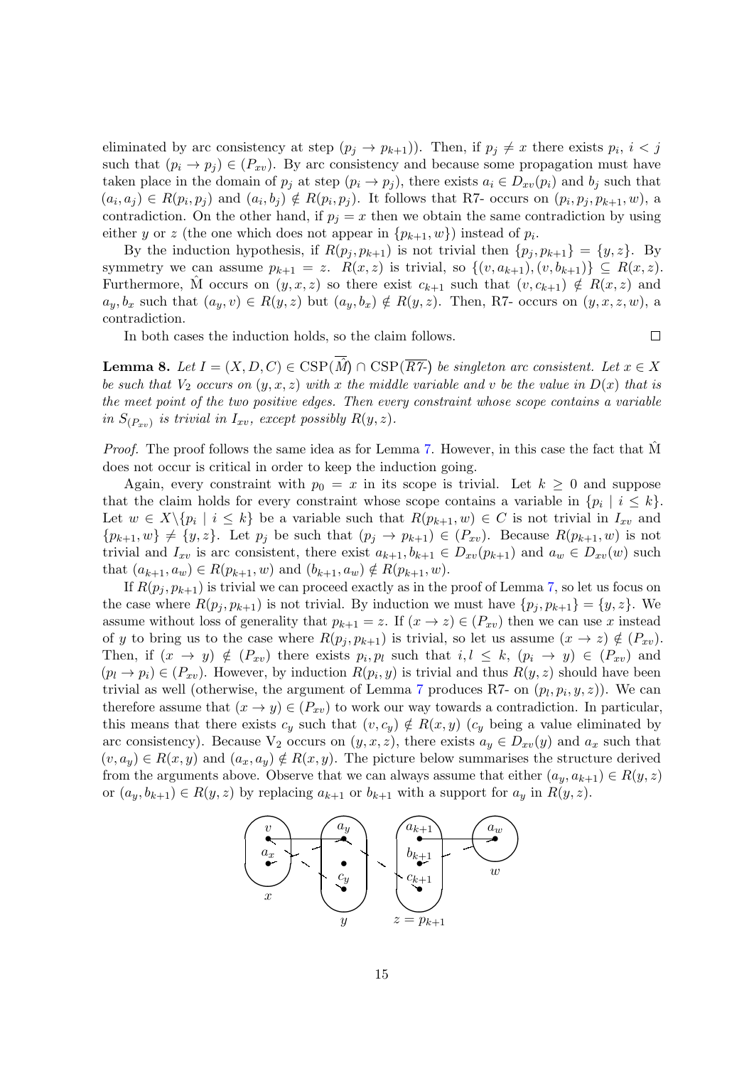eliminated by arc consistency at step $(p_j \to p_{k+1})$). Then, if $p_j \neq x$ there exists $p_i$, $i < j$ such that $(p_i \to p_j) \in (P_{xv})$. By arc consistency and because some propagation must have taken place in the domain of $p_j$ at step $(p_i \to p_j)$, there exists $a_i \in D_{xv}(p_i)$ and $b_j$ such that $(a_i, a_j) \in R(p_i, p_j)$ and $(a_i, b_j) \notin R(p_i, p_j)$. It follows that R7- occurs on $(p_i, p_j, p_{k+1}, w)$, a contradiction. On the other hand, if $p_j = x$ then we obtain the same contradiction by using either $y$ or $z$ (the one which does not appear in $\{p_{k+1}, w\}$) instead of $p_i$.

By the induction hypothesis, if $R(p_j, p_{k+1})$ is not trivial then $\{p_j, p_{k+1}\} = \{y, z\}$. By symmetry we can assume $p_{k+1} = z$. $R(x, z)$ is trivial, so $\{(v, a_{k+1}), (v, b_{k+1})\} \subseteq R(x, z)$. Furthermore, $\hat{\text{M}}$ occurs on $(y, x, z)$ so there exist $c_{k+1}$ such that $(v, c_{k+1}) \notin R(x, z)$ and $a_y, b_x$ such that $(a_y, v) \in R(y, z)$ but $(a_y, b_x) \notin R(y, z)$. Then, R7- occurs on $(y, x, z, w)$, a contradiction.

In both cases the induction holds, so the claim follows. $\square$

**Lemma 8.** *Let $I = (X, D, C) \in \text{CSP}(\overline{\hat{M}}) \cap \text{CSP}(\overline{R7\text{-}})$ be singleton arc consistent. Let $x \in X$ be such that $V_2$ occurs on $(y, x, z)$ with $x$ the middle variable and $v$ be the value in $D(x)$ that is the meet point of the two positive edges. Then every constraint whose scope contains a variable in $S_{(P_{xv})}$ is trivial in $I_{xv}$, except possibly $R(y, z)$.*

*Proof.* The proof follows the same idea as for Lemma 7. However, in this case the fact that $\hat{\text{M}}$ does not occur is critical in order to keep the induction going.

Again, every constraint with $p_0 = x$ in its scope is trivial. Let $k \geq 0$ and suppose that the claim holds for every constraint whose scope contains a variable in $\{p_i \mid i \leq k\}$. Let $w \in X \backslash \{p_i \mid i \leq k\}$ be a variable such that $R(p_{k+1}, w) \in C$ is not trivial in $I_{xv}$ and $\{p_{k+1}, w\} \neq \{y, z\}$. Let $p_j$ be such that $(p_j \to p_{k+1}) \in (P_{xv})$. Because $R(p_{k+1}, w)$ is not trivial and $I_{xv}$ is arc consistent, there exist $a_{k+1}, b_{k+1} \in D_{xv}(p_{k+1})$ and $a_w \in D_{xv}(w)$ such that $(a_{k+1}, a_w) \in R(p_{k+1}, w)$ and $(b_{k+1}, a_w) \notin R(p_{k+1}, w)$.

If $R(p_j, p_{k+1})$ is trivial we can proceed exactly as in the proof of Lemma 7, so let us focus on the case where $R(p_j, p_{k+1})$ is not trivial. By induction we must have $\{p_j, p_{k+1}\} = \{y, z\}$. We assume without loss of generality that $p_{k+1} = z$. If $(x \to z) \in (P_{xv})$ then we can use $x$ instead of $y$ to bring us to the case where $R(p_j, p_{k+1})$ is trivial, so let us assume $(x \to z) \notin (P_{xv})$. Then, if $(x \to y) \notin (P_{xv})$ there exists $p_i, p_l$ such that $i, l \leq k$, $(p_i \to y) \in (P_{xv})$ and $(p_l \to p_i) \in (P_{xv})$. However, by induction $R(p_i, y)$ is trivial and thus $R(y, z)$ should have been trivial as well (otherwise, the argument of Lemma 7 produces R7- on $(p_l, p_i, y, z)$). We can therefore assume that $(x \to y) \in (P_{xv})$ to work our way towards a contradiction. In particular, this means that there exists $c_y$ such that $(v, c_y) \notin R(x, y)$ ($c_y$ being a value eliminated by arc consistency). Because $V_2$ occurs on $(y, x, z)$, there exists $a_y \in D_{xv}(y)$ and $a_x$ such that $(v, a_y) \in R(x, y)$ and $(a_x, a_y) \notin R(x, y)$. The picture below summarises the structure derived from the arguments above. Observe that we can always assume that either $(a_y, a_{k+1}) \in R(y, z)$ or $(a_y, b_{k+1}) \in R(y, z)$ by replacing $a_{k+1}$ or $b_{k+1}$ with a support for $a_y$ in $R(y, z)$.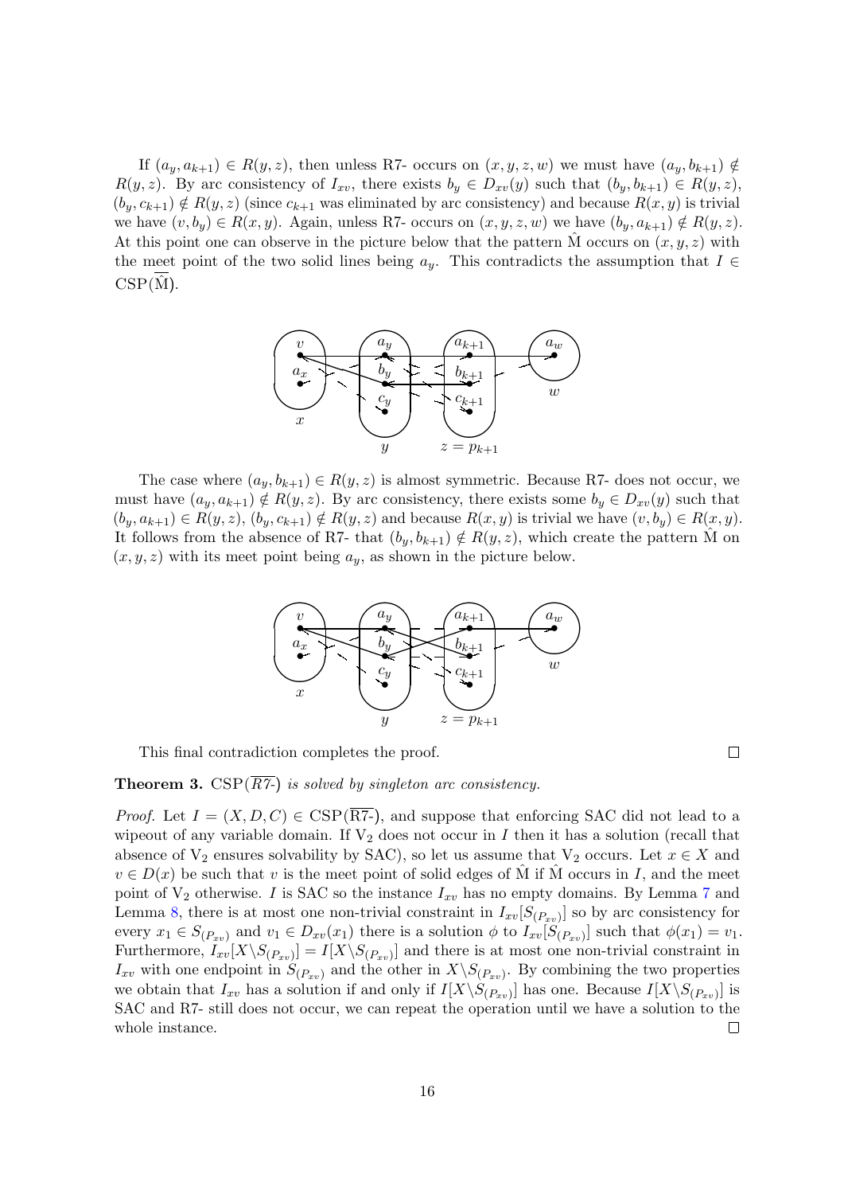If $(a_y, a_{k+1}) \in R(y,z)$, then unless R7- occurs on $(x,y,z,w)$ we must have $(a_y, b_{k+1}) \notin R(y,z)$. By arc consistency of $I_{xv}$, there exists $b_y \in D_{xv}(y)$ such that $(b_y, b_{k+1}) \in R(y,z)$, $(b_y, c_{k+1}) \notin R(y,z)$ (since $c_{k+1}$ was eliminated by arc consistency) and because $R(x,y)$ is trivial we have $(v, b_y) \in R(x,y)$. Again, unless R7- occurs on $(x,y,z,w)$ we have $(b_y, a_{k+1}) \notin R(y,z)$. At this point one can observe in the picture below that the pattern $\hat{\mathrm{M}}$ occurs on $(x,y,z)$ with the meet point of the two solid lines being $a_y$. This contradicts the assumption that $I \in \mathrm{CSP}(\overline{\hat{\mathrm{M}}})$.

The case where $(a_y, b_{k+1}) \in R(y,z)$ is almost symmetric. Because R7- does not occur, we must have $(a_y, a_{k+1}) \notin R(y,z)$. By arc consistency, there exists some $b_y \in D_{xv}(y)$ such that $(b_y, a_{k+1}) \in R(y,z)$, $(b_y, c_{k+1}) \notin R(y,z)$ and because $R(x,y)$ is trivial we have $(v, b_y) \in R(x,y)$. It follows from the absence of R7- that $(b_y, b_{k+1}) \notin R(y,z)$, which create the pattern $\hat{\mathrm{M}}$ on $(x,y,z)$ with its meet point being $a_y$, as shown in the picture below.

This final contradiction completes the proof. $\square$

**Theorem 3.** *$\mathrm{CSP}(\overline{R7\text{-}})$ is solved by singleton arc consistency.*

*Proof.* Let $I = (X, D, C) \in \mathrm{CSP}(\overline{\mathrm{R7\text{-}}})$, and suppose that enforcing SAC did not lead to a wipeout of any variable domain. If $\mathrm{V}_2$ does not occur in $I$ then it has a solution (recall that absence of $\mathrm{V}_2$ ensures solvability by SAC), so let us assume that $\mathrm{V}_2$ occurs. Let $x \in X$ and $v \in D(x)$ be such that $v$ is the meet point of solid edges of $\hat{\mathrm{M}}$ if $\hat{\mathrm{M}}$ occurs in $I$, and the meet point of $\mathrm{V}_2$ otherwise. $I$ is SAC so the instance $I_{xv}$ has no empty domains. By Lemma 7 and Lemma 8, there is at most one non-trivial constraint in $I_{xv}[S_{(P_{xv})}]$ so by arc consistency for every $x_1 \in S_{(P_{xv})}$ and $v_1 \in D_{xv}(x_1)$ there is a solution $\phi$ to $I_{xv}[S_{(P_{xv})}]$ such that $\phi(x_1) = v_1$. Furthermore, $I_{xv}[X \backslash S_{(P_{xv})}] = I[X \backslash S_{(P_{xv})}]$ and there is at most one non-trivial constraint in $I_{xv}$ with one endpoint in $S_{(P_{xv})}$ and the other in $X \backslash S_{(P_{xv})}$. By combining the two properties we obtain that $I_{xv}$ has a solution if and only if $I[X \backslash S_{(P_{xv})}]$ has one. Because $I[X \backslash S_{(P_{xv})}]$ is SAC and R7- still does not occur, we can repeat the operation until we have a solution to the whole instance. $\square$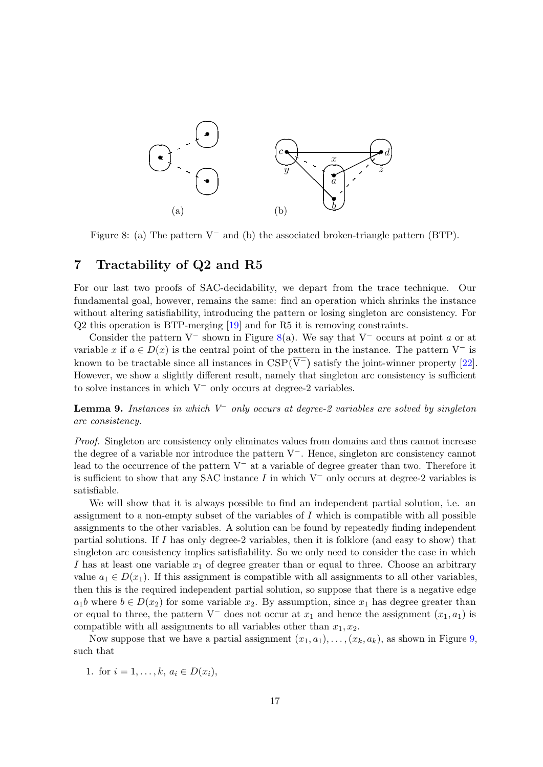Figure 8: (a) The pattern $V^-$ and (b) the associated broken-triangle pattern (BTP).

## 7 Tractability of Q2 and R5

For our last two proofs of SAC-decidability, we depart from the trace technique. Our fundamental goal, however, remains the same: find an operation which shrinks the instance without altering satisfiability, introducing the pattern or losing singleton arc consistency. For Q2 this operation is BTP-merging [19] and for R5 it is removing constraints.

Consider the pattern $V^-$ shown in Figure 8(a). We say that $V^-$ occurs at point $a$ or at variable $x$ if $a \in D(x)$ is the central point of the pattern in the instance. The pattern $V^-$ is known to be tractable since all instances in $\mathrm{CSP}(\overline{V^-})$ satisfy the joint-winner property [22]. However, we show a slightly different result, namely that singleton arc consistency is sufficient to solve instances in which $V^-$ only occurs at degree-2 variables.

**Lemma 9.** *Instances in which $V^-$ only occurs at degree-2 variables are solved by singleton arc consistency.*

*Proof.* Singleton arc consistency only eliminates values from domains and thus cannot increase the degree of a variable nor introduce the pattern $V^-$. Hence, singleton arc consistency cannot lead to the occurrence of the pattern $V^-$ at a variable of degree greater than two. Therefore it is sufficient to show that any SAC instance $I$ in which $V^-$ only occurs at degree-2 variables is satisfiable.

We will show that it is always possible to find an independent partial solution, i.e. an assignment to a non-empty subset of the variables of $I$ which is compatible with all possible assignments to the other variables. A solution can be found by repeatedly finding independent partial solutions. If $I$ has only degree-2 variables, then it is folklore (and easy to show) that singleton arc consistency implies satisfiability. So we only need to consider the case in which $I$ has at least one variable $x_1$ of degree greater than or equal to three. Choose an arbitrary value $a_1 \in D(x_1)$. If this assignment is compatible with all assignments to all other variables, then this is the required independent partial solution, so suppose that there is a negative edge $a_1 b$ where $b \in D(x_2)$ for some variable $x_2$. By assumption, since $x_1$ has degree greater than or equal to three, the pattern $V^-$ does not occur at $x_1$ and hence the assignment $(x_1, a_1)$ is compatible with all assignments to all variables other than $x_1, x_2$.

Now suppose that we have a partial assignment $(x_1, a_1), \ldots, (x_k, a_k)$, as shown in Figure 9, such that

1. for $i = 1, \ldots, k$, $a_i \in D(x_i)$,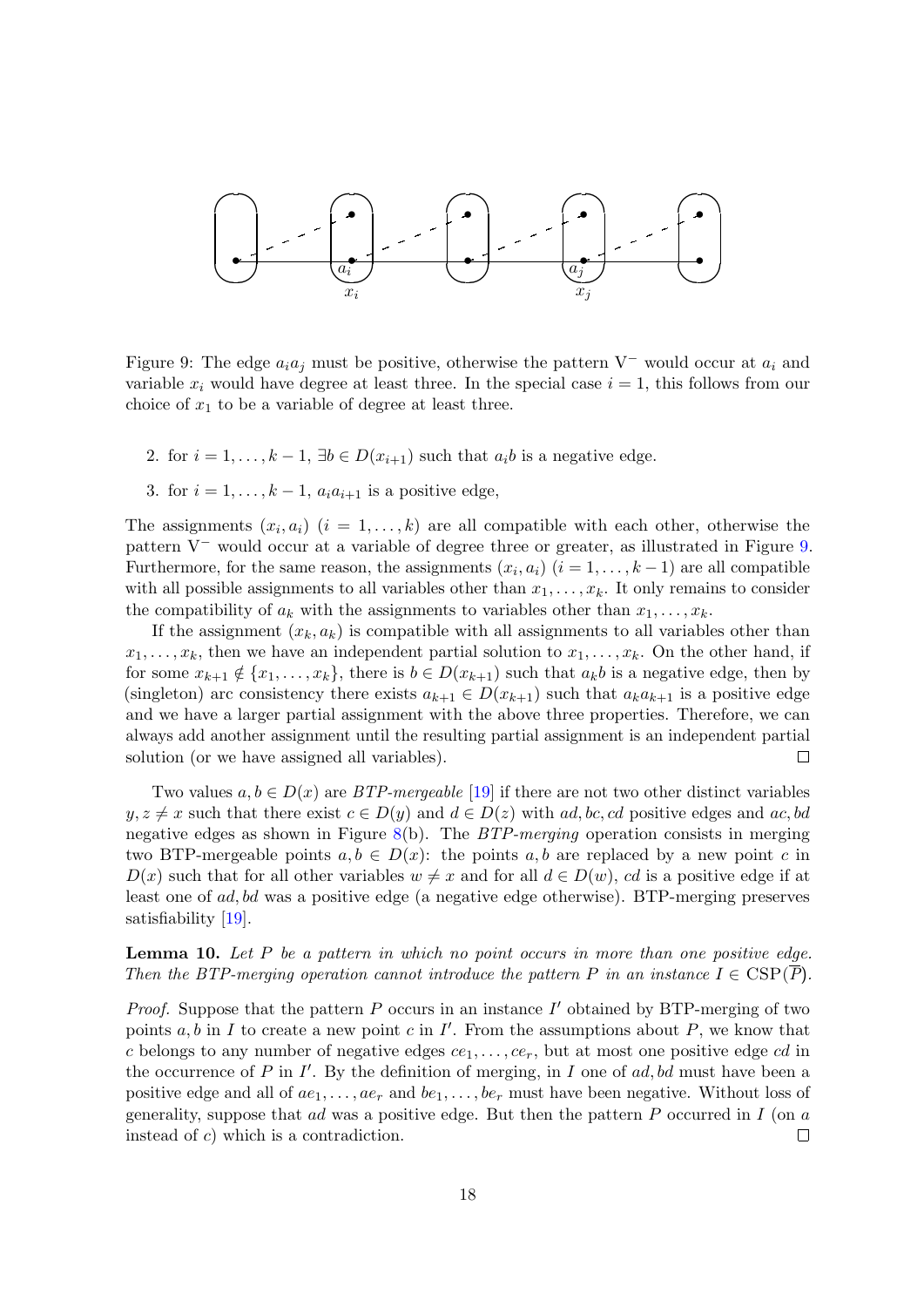Figure 9: The edge $a_i a_j$ must be positive, otherwise the pattern $\mathrm{V}^-$ would occur at $a_i$ and variable $x_i$ would have degree at least three. In the special case $i = 1$, this follows from our choice of $x_1$ to be a variable of degree at least three.

2. for $i = 1, \ldots, k-1$, $\exists b \in D(x_{i+1})$ such that $a_i b$ is a negative edge.
3. for $i = 1, \ldots, k-1$, $a_i a_{i+1}$ is a positive edge,

The assignments $(x_i, a_i)$ $(i = 1, \ldots, k)$ are all compatible with each other, otherwise the pattern $\mathrm{V}^-$ would occur at a variable of degree three or greater, as illustrated in Figure 9. Furthermore, for the same reason, the assignments $(x_i, a_i)$ $(i = 1, \ldots, k-1)$ are all compatible with all possible assignments to all variables other than $x_1, \ldots, x_k$. It only remains to consider the compatibility of $a_k$ with the assignments to variables other than $x_1, \ldots, x_k$.

If the assignment $(x_k, a_k)$ is compatible with all assignments to all variables other than $x_1, \ldots, x_k$, then we have an independent partial solution to $x_1, \ldots, x_k$. On the other hand, if for some $x_{k+1} \notin \{x_1, \ldots, x_k\}$, there is $b \in D(x_{k+1})$ such that $a_k b$ is a negative edge, then by (singleton) arc consistency there exists $a_{k+1} \in D(x_{k+1})$ such that $a_k a_{k+1}$ is a positive edge and we have a larger partial assignment with the above three properties. Therefore, we can always add another assignment until the resulting partial assignment is an independent partial solution (or we have assigned all variables). □

Two values $a, b \in D(x)$ are *BTP-mergeable* [19] if there are not two other distinct variables $y, z \neq x$ such that there exist $c \in D(y)$ and $d \in D(z)$ with $ad, bc, cd$ positive edges and $ac, bd$ negative edges as shown in Figure 8(b). The *BTP-merging* operation consists in merging two BTP-mergeable points $a, b \in D(x)$: the points $a, b$ are replaced by a new point $c$ in $D(x)$ such that for all other variables $w \neq x$ and for all $d \in D(w)$, $cd$ is a positive edge if at least one of $ad, bd$ was a positive edge (a negative edge otherwise). BTP-merging preserves satisfiability [19].

**Lemma 10.** *Let $P$ be a pattern in which no point occurs in more than one positive edge. Then the BTP-merging operation cannot introduce the pattern $P$ in an instance $I \in \mathrm{CSP}(\overline{P})$.*

*Proof.* Suppose that the pattern $P$ occurs in an instance $I'$ obtained by BTP-merging of two points $a, b$ in $I$ to create a new point $c$ in $I'$. From the assumptions about $P$, we know that $c$ belongs to any number of negative edges $ce_1, \ldots, ce_r$, but at most one positive edge $cd$ in the occurrence of $P$ in $I'$. By the definition of merging, in $I$ one of $ad, bd$ must have been a positive edge and all of $ae_1, \ldots, ae_r$ and $be_1, \ldots, be_r$ must have been negative. Without loss of generality, suppose that $ad$ was a positive edge. But then the pattern $P$ occurred in $I$ (on $a$ instead of $c$) which is a contradiction. □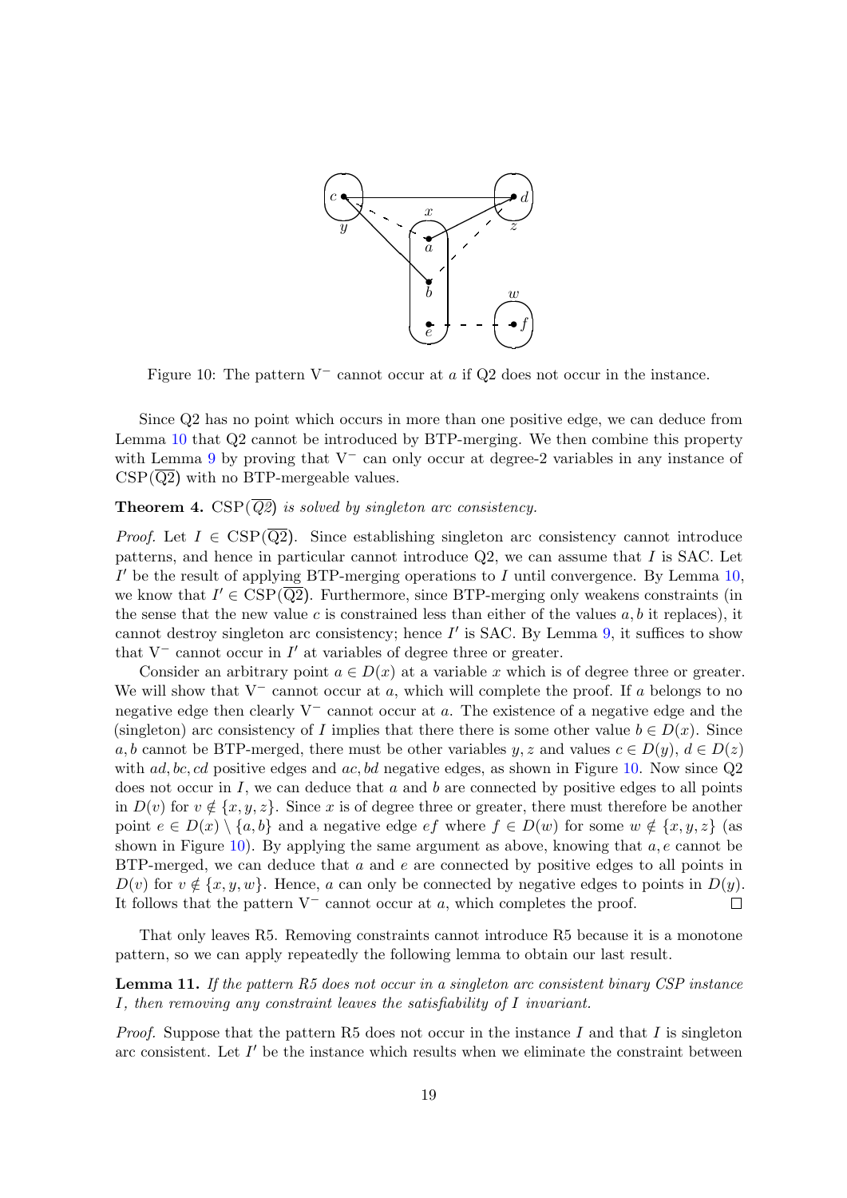Figure 10: The pattern $V^-$ cannot occur at $a$ if Q2 does not occur in the instance.

Since Q2 has no point which occurs in more than one positive edge, we can deduce from Lemma 10 that Q2 cannot be introduced by BTP-merging. We then combine this property with Lemma 9 by proving that $V^-$ can only occur at degree-2 variables in any instance of $\text{CSP}(\overline{\text{Q2}})$ with no BTP-mergeable values.

**Theorem 4.** *$\text{CSP}(\overline{Q2})$ is solved by singleton arc consistency.*

*Proof.* Let $I \in \text{CSP}(\overline{\text{Q2}})$. Since establishing singleton arc consistency cannot introduce patterns, and hence in particular cannot introduce Q2, we can assume that $I$ is SAC. Let $I'$ be the result of applying BTP-merging operations to $I$ until convergence. By Lemma 10, we know that $I' \in \text{CSP}(\overline{\text{Q2}})$. Furthermore, since BTP-merging only weakens constraints (in the sense that the new value $c$ is constrained less than either of the values $a, b$ it replaces), it cannot destroy singleton arc consistency; hence $I'$ is SAC. By Lemma 9, it suffices to show that $V^-$ cannot occur in $I'$ at variables of degree three or greater.

Consider an arbitrary point $a \in D(x)$ at a variable $x$ which is of degree three or greater. We will show that $V^-$ cannot occur at $a$, which will complete the proof. If $a$ belongs to no negative edge then clearly $V^-$ cannot occur at $a$. The existence of a negative edge and the (singleton) arc consistency of $I$ implies that there there is some other value $b \in D(x)$. Since $a, b$ cannot be BTP-merged, there must be other variables $y, z$ and values $c \in D(y)$, $d \in D(z)$ with $ad, bc, cd$ positive edges and $ac, bd$ negative edges, as shown in Figure 10. Now since Q2 does not occur in $I$, we can deduce that $a$ and $b$ are connected by positive edges to all points in $D(v)$ for $v \notin \{x, y, z\}$. Since $x$ is of degree three or greater, there must therefore be another point $e \in D(x) \setminus \{a, b\}$ and a negative edge $ef$ where $f \in D(w)$ for some $w \notin \{x, y, z\}$ (as shown in Figure 10). By applying the same argument as above, knowing that $a, e$ cannot be BTP-merged, we can deduce that $a$ and $e$ are connected by positive edges to all points in $D(v)$ for $v \notin \{x, y, w\}$. Hence, $a$ can only be connected by negative edges to points in $D(y)$. It follows that the pattern $V^-$ cannot occur at $a$, which completes the proof. $\square$

That only leaves R5. Removing constraints cannot introduce R5 because it is a monotone pattern, so we can apply repeatedly the following lemma to obtain our last result.

**Lemma 11.** *If the pattern R5 does not occur in a singleton arc consistent binary CSP instance $I$, then removing any constraint leaves the satisfiability of $I$ invariant.*

*Proof.* Suppose that the pattern R5 does not occur in the instance $I$ and that $I$ is singleton arc consistent. Let $I'$ be the instance which results when we eliminate the constraint between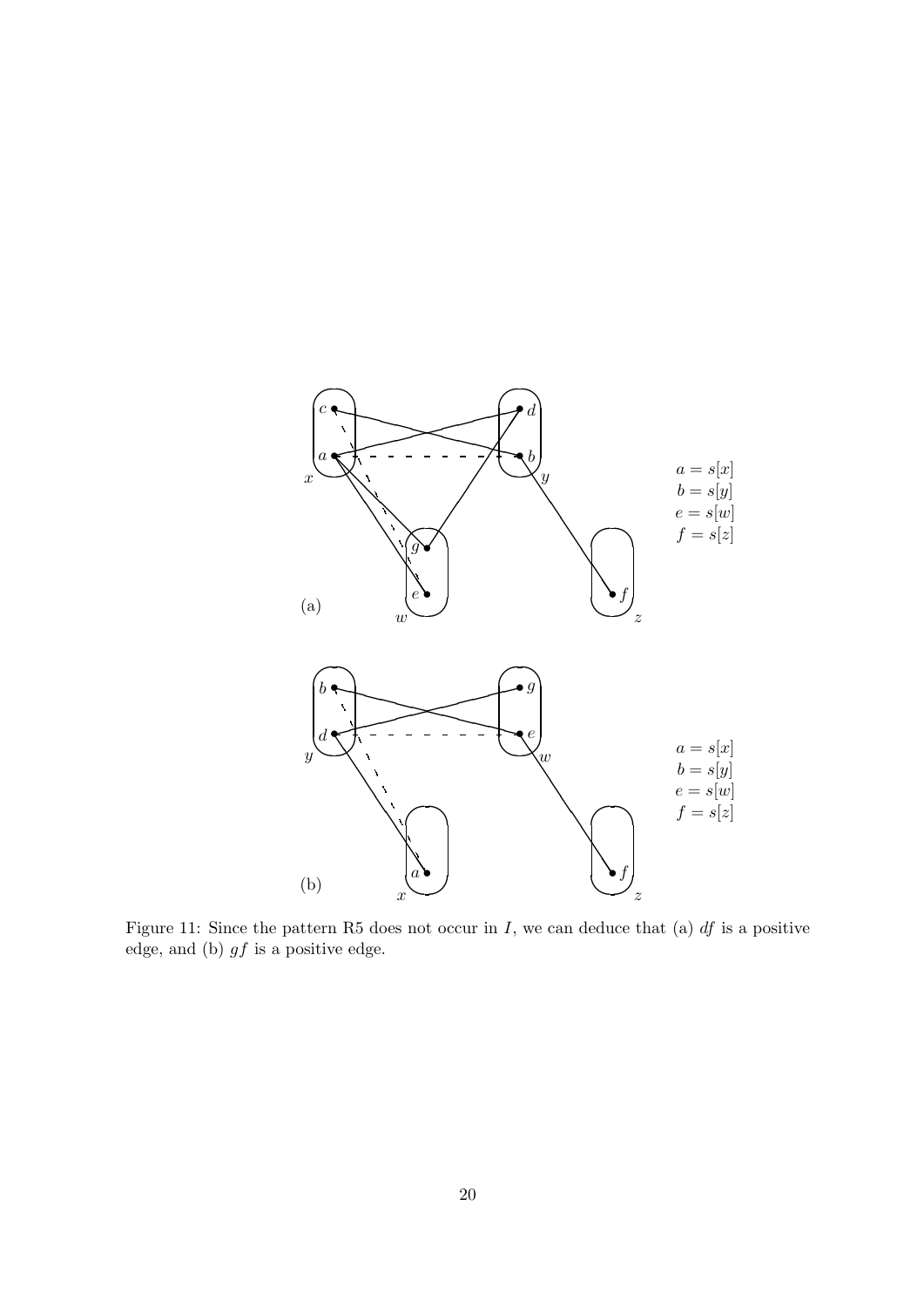Figure 11: Since the pattern R5 does not occur in $I$, we can deduce that (a) $df$ is a positive edge, and (b) $gf$ is a positive edge.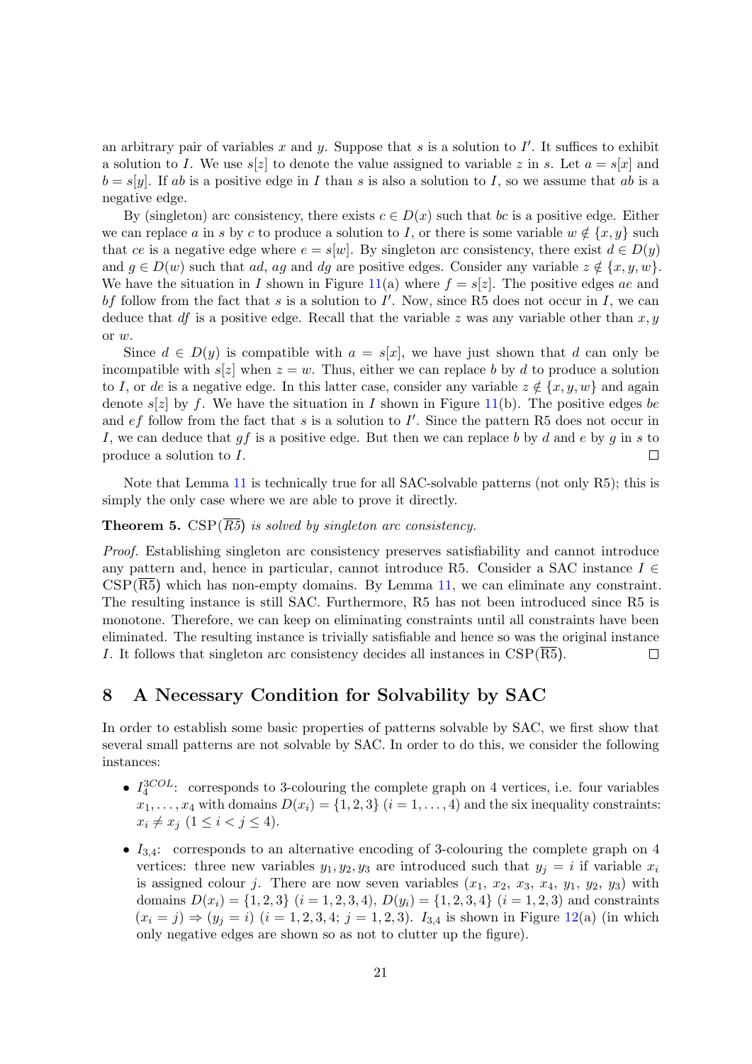an arbitrary pair of variables $x$ and $y$. Suppose that $s$ is a solution to $I'$. It suffices to exhibit a solution to $I$. We use $s[z]$ to denote the value assigned to variable $z$ in $s$. Let $a = s[x]$ and $b = s[y]$. If $ab$ is a positive edge in $I$ than $s$ is also a solution to $I$, so we assume that $ab$ is a negative edge.

By (singleton) arc consistency, there exists $c \in D(x)$ such that $bc$ is a positive edge. Either we can replace $a$ in $s$ by $c$ to produce a solution to $I$, or there is some variable $w \notin \{x, y\}$ such that $ce$ is a negative edge where $e = s[w]$. By singleton arc consistency, there exist $d \in D(y)$ and $g \in D(w)$ such that $ad$, $ag$ and $dg$ are positive edges. Consider any variable $z \notin \{x, y, w\}$. We have the situation in $I$ shown in Figure 11(a) where $f = s[z]$. The positive edges $ae$ and $bf$ follow from the fact that $s$ is a solution to $I'$. Now, since R5 does not occur in $I$, we can deduce that $df$ is a positive edge. Recall that the variable $z$ was any variable other than $x, y$ or $w$.

Since $d \in D(y)$ is compatible with $a = s[x]$, we have just shown that $d$ can only be incompatible with $s[z]$ when $z = w$. Thus, either we can replace $b$ by $d$ to produce a solution to $I$, or $de$ is a negative edge. In this latter case, consider any variable $z \notin \{x, y, w\}$ and again denote $s[z]$ by $f$. We have the situation in $I$ shown in Figure 11(b). The positive edges $be$ and $ef$ follow from the fact that $s$ is a solution to $I'$. Since the pattern R5 does not occur in $I$, we can deduce that $gf$ is a positive edge. But then we can replace $b$ by $d$ and $e$ by $g$ in $s$ to produce a solution to $I$. □

Note that Lemma 11 is technically true for all SAC-solvable patterns (not only R5); this is simply the only case where we are able to prove it directly.

**Theorem 5.** $\mathrm{CSP}(\overline{R5})$ *is solved by singleton arc consistency.*

*Proof.* Establishing singleton arc consistency preserves satisfiability and cannot introduce any pattern and, hence in particular, cannot introduce R5. Consider a SAC instance $I \in \mathrm{CSP}(\overline{\mathrm{R5}})$ which has non-empty domains. By Lemma 11, we can eliminate any constraint. The resulting instance is still SAC. Furthermore, R5 has not been introduced since R5 is monotone. Therefore, we can keep on eliminating constraints until all constraints have been eliminated. The resulting instance is trivially satisfiable and hence so was the original instance $I$. It follows that singleton arc consistency decides all instances in $\mathrm{CSP}(\overline{\mathrm{R5}})$. □

## 8 A Necessary Condition for Solvability by SAC

In order to establish some basic properties of patterns solvable by SAC, we first show that several small patterns are not solvable by SAC. In order to do this, we consider the following instances:

- $I_4^{3COL}$: corresponds to 3-colouring the complete graph on 4 vertices, i.e. four variables $x_1, \ldots, x_4$ with domains $D(x_i) = \{1, 2, 3\}$ $(i = 1, \ldots, 4)$ and the six inequality constraints: $x_i \neq x_j$ $(1 \leq i < j \leq 4)$.
- $I_{3,4}$: corresponds to an alternative encoding of 3-colouring the complete graph on 4 vertices: three new variables $y_1, y_2, y_3$ are introduced such that $y_j = i$ if variable $x_i$ is assigned colour $j$. There are now seven variables ($x_1$, $x_2$, $x_3$, $x_4$, $y_1$, $y_2$, $y_3$) with domains $D(x_i) = \{1, 2, 3\}$ $(i = 1, 2, 3, 4)$, $D(y_i) = \{1, 2, 3, 4\}$ $(i = 1, 2, 3)$ and constraints $(x_i = j) \Rightarrow (y_j = i)$ $(i = 1, 2, 3, 4;\ j = 1, 2, 3)$. $I_{3,4}$ is shown in Figure 12(a) (in which only negative edges are shown so as not to clutter up the figure).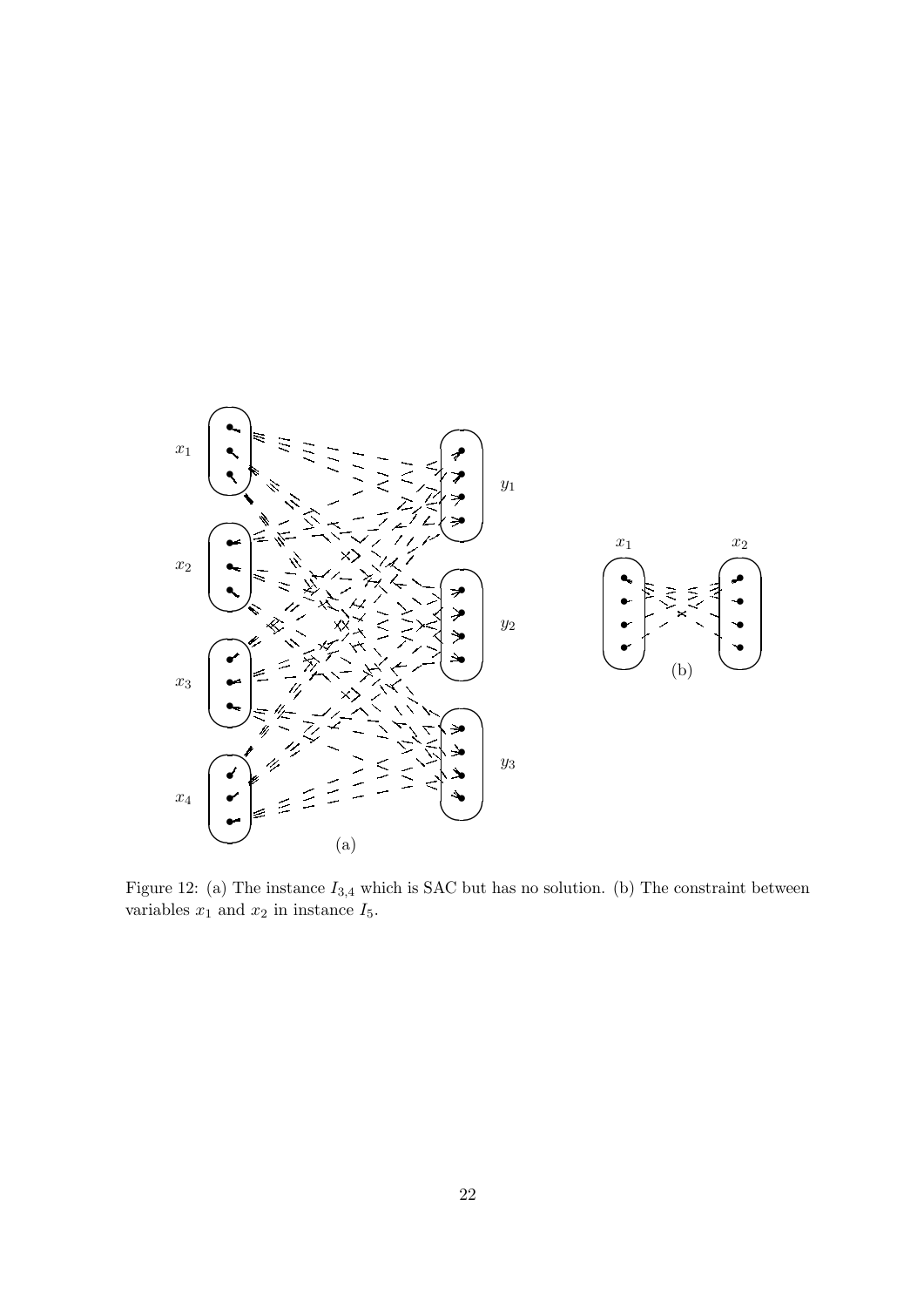Figure 12: (a) The instance $I_{3,4}$ which is SAC but has no solution. (b) The constraint between variables $x_1$ and $x_2$ in instance $I_5$.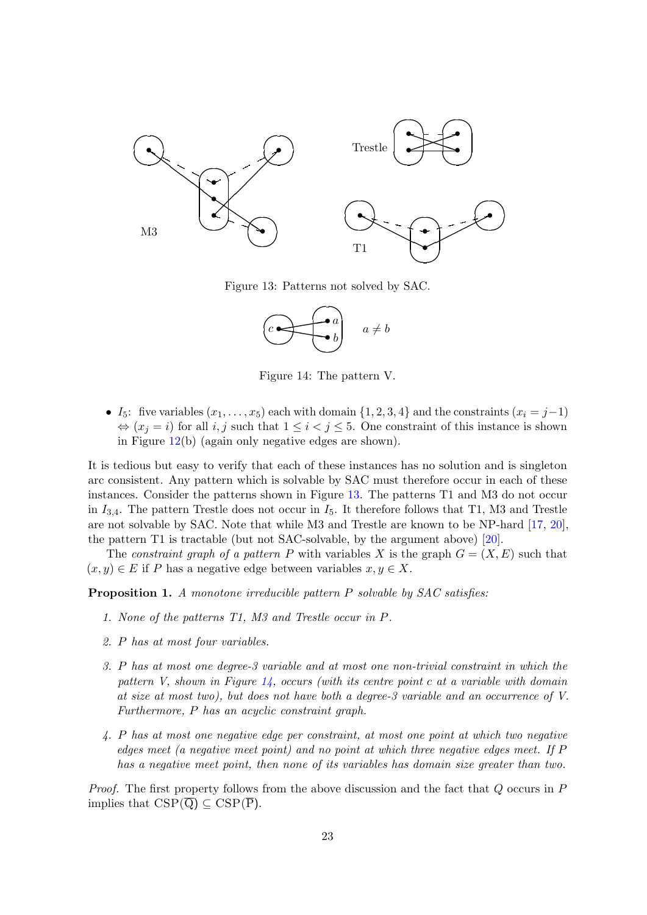Figure 13: Patterns not solved by SAC.

Figure 14: The pattern V.

- $I_5$: five variables $(x_1, \ldots, x_5)$ each with domain $\{1, 2, 3, 4\}$ and the constraints $(x_i = j-1) \Leftrightarrow (x_j = i)$ for all $i, j$ such that $1 \leq i < j \leq 5$. One constraint of this instance is shown in Figure 12(b) (again only negative edges are shown).

It is tedious but easy to verify that each of these instances has no solution and is singleton arc consistent. Any pattern which is solvable by SAC must therefore occur in each of these instances. Consider the patterns shown in Figure 13. The patterns T1 and M3 do not occur in $I_{3,4}$. The pattern Trestle does not occur in $I_5$. It therefore follows that T1, M3 and Trestle are not solvable by SAC. Note that while M3 and Trestle are known to be NP-hard [17, 20], the pattern T1 is tractable (but not SAC-solvable, by the argument above) [20].

The *constraint graph of a pattern* $P$ with variables $X$ is the graph $G = (X, E)$ such that $(x, y) \in E$ if $P$ has a negative edge between variables $x, y \in X$.

**Proposition 1.** *A monotone irreducible pattern $P$ solvable by SAC satisfies:*

1. *None of the patterns T1, M3 and Trestle occur in $P$.*
2. *$P$ has at most four variables.*
3. *$P$ has at most one degree-3 variable and at most one non-trivial constraint in which the pattern V, shown in Figure 14, occurs (with its centre point $c$ at a variable with domain at size at most two), but does not have both a degree-3 variable and an occurrence of V. Furthermore, $P$ has an acyclic constraint graph.*
4. *$P$ has at most one negative edge per constraint, at most one point at which two negative edges meet (a negative meet point) and no point at which three negative edges meet. If $P$ has a negative meet point, then none of its variables has domain size greater than two.*

*Proof.* The first property follows from the above discussion and the fact that $Q$ occurs in $P$ implies that $\text{CSP}(\overline{\text{Q}}) \subseteq \text{CSP}(\overline{\text{P}})$.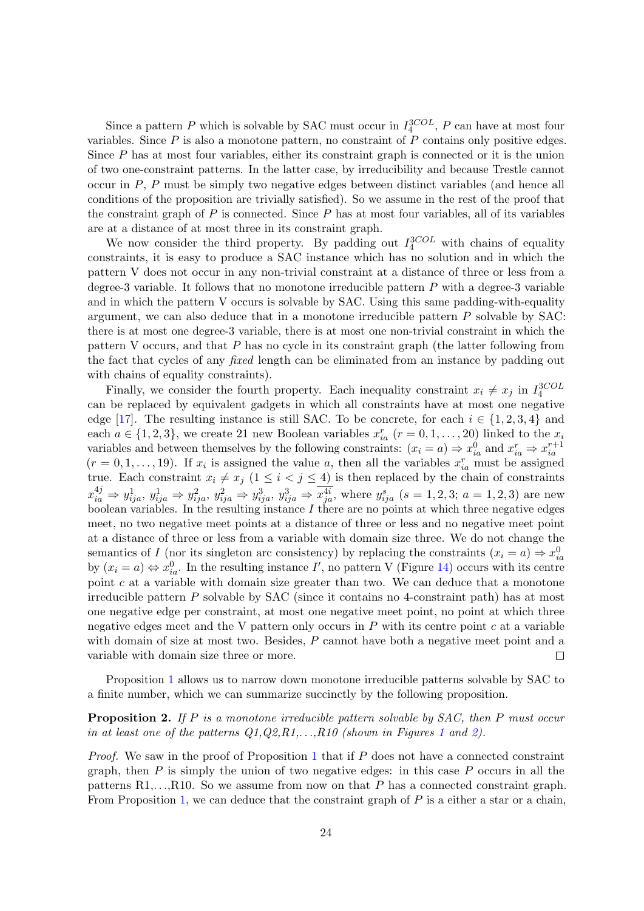Since a pattern $P$ which is solvable by SAC must occur in $I_4^{3COL}$, $P$ can have at most four variables. Since $P$ is also a monotone pattern, no constraint of $P$ contains only positive edges. Since $P$ has at most four variables, either its constraint graph is connected or it is the union of two one-constraint patterns. In the latter case, by irreducibility and because Trestle cannot occur in $P$, $P$ must be simply two negative edges between distinct variables (and hence all conditions of the proposition are trivially satisfied). So we assume in the rest of the proof that the constraint graph of $P$ is connected. Since $P$ has at most four variables, all of its variables are at a distance of at most three in its constraint graph.

We now consider the third property. By padding out $I_4^{3COL}$ with chains of equality constraints, it is easy to produce a SAC instance which has no solution and in which the pattern V does not occur in any non-trivial constraint at a distance of three or less from a degree-3 variable. It follows that no monotone irreducible pattern $P$ with a degree-3 variable and in which the pattern V occurs is solvable by SAC. Using this same padding-with-equality argument, we can also deduce that in a monotone irreducible pattern $P$ solvable by SAC: there is at most one degree-3 variable, there is at most one non-trivial constraint in which the pattern V occurs, and that $P$ has no cycle in its constraint graph (the latter following from the fact that cycles of any *fixed* length can be eliminated from an instance by padding out with chains of equality constraints).

Finally, we consider the fourth property. Each inequality constraint $x_i \neq x_j$ in $I_4^{3COL}$ can be replaced by equivalent gadgets in which all constraints have at most one negative edge [17]. The resulting instance is still SAC. To be concrete, for each $i \in \{1,2,3,4\}$ and each $a \in \{1,2,3\}$, we create 21 new Boolean variables $x_{ia}^r$ $(r = 0,1,\ldots,20)$ linked to the $x_i$ variables and between themselves by the following constraints: $(x_i = a) \Rightarrow x_{ia}^0$ and $x_{ia}^r \Rightarrow x_{ia}^{r+1}$ $(r = 0,1,\ldots,19)$. If $x_i$ is assigned the value $a$, then all the variables $x_{ia}^r$ must be assigned true. Each constraint $x_i \neq x_j$ $(1 \leq i < j \leq 4)$ is then replaced by the chain of constraints $x_{ia}^{4j} \Rightarrow y_{ija}^1$, $y_{ija}^1 \Rightarrow y_{ija}^2$, $y_{ija}^2 \Rightarrow y_{ija}^3$, $y_{ija}^3 \Rightarrow \overline{x_{ja}^{4i}}$, where $y_{ija}^s$ $(s = 1,2,3;\ a = 1,2,3)$ are new boolean variables. In the resulting instance $I$ there are no points at which three negative edges meet, no two negative meet points at a distance of three or less and no negative meet point at a distance of three or less from a variable with domain size three. We do not change the semantics of $I$ (nor its singleton arc consistency) by replacing the constraints $(x_i = a) \Rightarrow x_{ia}^0$ by $(x_i = a) \Leftrightarrow x_{ia}^0$. In the resulting instance $I'$, no pattern V (Figure 14) occurs with its centre point $c$ at a variable with domain size greater than two. We can deduce that a monotone irreducible pattern $P$ solvable by SAC (since it contains no 4-constraint path) has at most one negative edge per constraint, at most one negative meet point, no point at which three negative edges meet and the V pattern only occurs in $P$ with its centre point $c$ at a variable with domain of size at most two. Besides, $P$ cannot have both a negative meet point and a variable with domain size three or more. □

Proposition 1 allows us to narrow down monotone irreducible patterns solvable by SAC to a finite number, which we can summarize succinctly by the following proposition.

**Proposition 2.** *If $P$ is a monotone irreducible pattern solvable by SAC, then $P$ must occur in at least one of the patterns Q1,Q2,R1,...,R10 (shown in Figures 1 and 2).*

*Proof.* We saw in the proof of Proposition 1 that if $P$ does not have a connected constraint graph, then $P$ is simply the union of two negative edges: in this case $P$ occurs in all the patterns R1,...,R10. So we assume from now on that $P$ has a connected constraint graph. From Proposition 1, we can deduce that the constraint graph of $P$ is a either a star or a chain,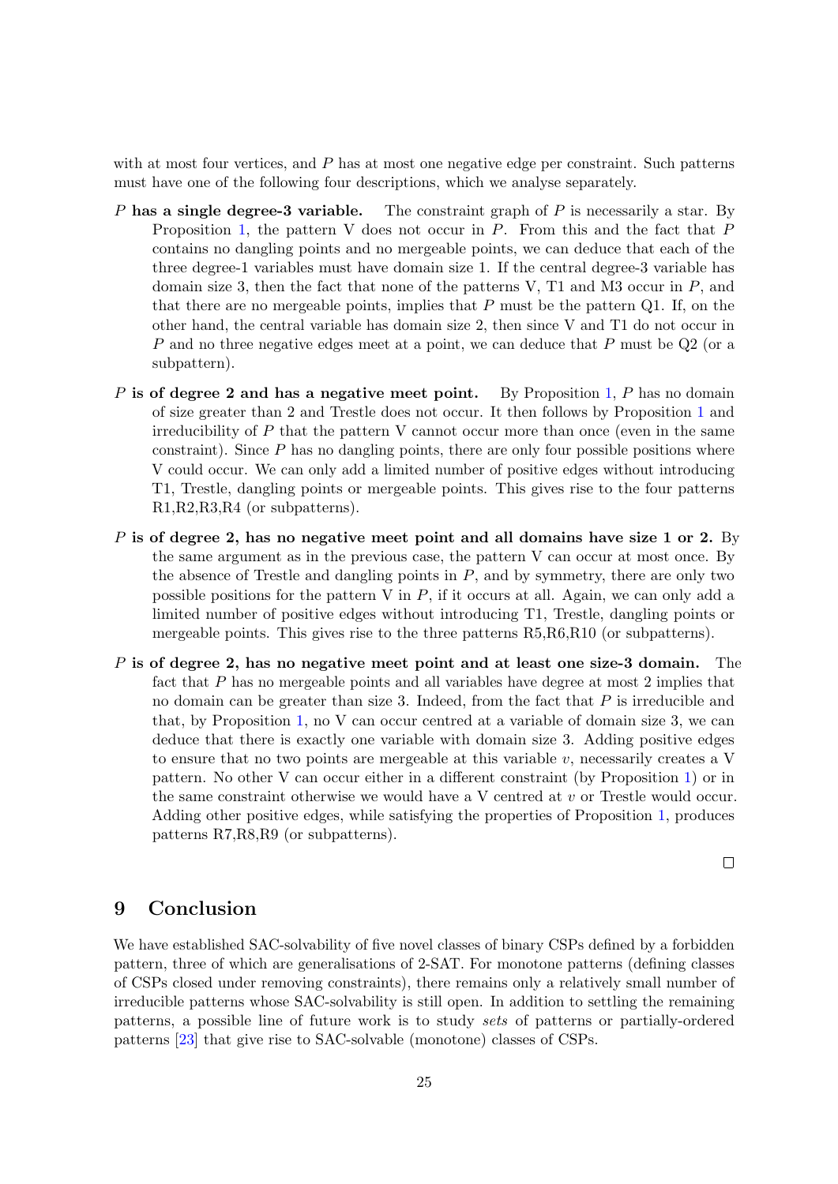with at most four vertices, and $P$ has at most one negative edge per constraint. Such patterns must have one of the following four descriptions, which we analyse separately.

- **$P$ has a single degree-3 variable.** The constraint graph of $P$ is necessarily a star. By Proposition 1, the pattern V does not occur in $P$. From this and the fact that $P$ contains no dangling points and no mergeable points, we can deduce that each of the three degree-1 variables must have domain size 1. If the central degree-3 variable has domain size 3, then the fact that none of the patterns V, T1 and M3 occur in $P$, and that there are no mergeable points, implies that $P$ must be the pattern Q1. If, on the other hand, the central variable has domain size 2, then since V and T1 do not occur in $P$ and no three negative edges meet at a point, we can deduce that $P$ must be Q2 (or a subpattern).

- **$P$ is of degree 2 and has a negative meet point.** By Proposition 1, $P$ has no domain of size greater than 2 and Trestle does not occur. It then follows by Proposition 1 and irreducibility of $P$ that the pattern V cannot occur more than once (even in the same constraint). Since $P$ has no dangling points, there are only four possible positions where V could occur. We can only add a limited number of positive edges without introducing T1, Trestle, dangling points or mergeable points. This gives rise to the four patterns R1,R2,R3,R4 (or subpatterns).

- **$P$ is of degree 2, has no negative meet point and all domains have size 1 or 2.** By the same argument as in the previous case, the pattern V can occur at most once. By the absence of Trestle and dangling points in $P$, and by symmetry, there are only two possible positions for the pattern V in $P$, if it occurs at all. Again, we can only add a limited number of positive edges without introducing T1, Trestle, dangling points or mergeable points. This gives rise to the three patterns R5,R6,R10 (or subpatterns).

- **$P$ is of degree 2, has no negative meet point and at least one size-3 domain.** The fact that $P$ has no mergeable points and all variables have degree at most 2 implies that no domain can be greater than size 3. Indeed, from the fact that $P$ is irreducible and that, by Proposition 1, no V can occur centred at a variable of domain size 3, we can deduce that there is exactly one variable with domain size 3. Adding positive edges to ensure that no two points are mergeable at this variable $v$, necessarily creates a V pattern. No other V can occur either in a different constraint (by Proposition 1) or in the same constraint otherwise we would have a V centred at $v$ or Trestle would occur. Adding other positive edges, while satisfying the properties of Proposition 1, produces patterns R7,R8,R9 (or subpatterns).

□

## 9 Conclusion

We have established SAC-solvability of five novel classes of binary CSPs defined by a forbidden pattern, three of which are generalisations of 2-SAT. For monotone patterns (defining classes of CSPs closed under removing constraints), there remains only a relatively small number of irreducible patterns whose SAC-solvability is still open. In addition to settling the remaining patterns, a possible line of future work is to study *sets* of patterns or partially-ordered patterns [23] that give rise to SAC-solvable (monotone) classes of CSPs.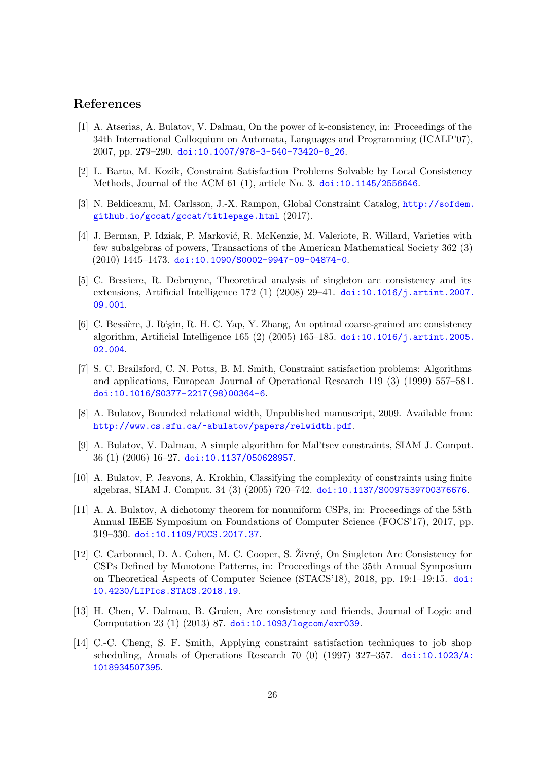## References

[1] A. Atserias, A. Bulatov, V. Dalmau, On the power of k-consistency, in: Proceedings of the 34th International Colloquium on Automata, Languages and Programming (ICALP'07), 2007, pp. 279–290. doi:10.1007/978-3-540-73420-8_26.

[2] L. Barto, M. Kozik, Constraint Satisfaction Problems Solvable by Local Consistency Methods, Journal of the ACM 61 (1), article No. 3. doi:10.1145/2556646.

[3] N. Beldiceanu, M. Carlsson, J.-X. Rampon, Global Constraint Catalog, http://sofdem.github.io/gccat/gccat/titlepage.html (2017).

[4] J. Berman, P. Idziak, P. Marković, R. McKenzie, M. Valeriote, R. Willard, Varieties with few subalgebras of powers, Transactions of the American Mathematical Society 362 (3) (2010) 1445–1473. doi:10.1090/S0002-9947-09-04874-0.

[5] C. Bessiere, R. Debruyne, Theoretical analysis of singleton arc consistency and its extensions, Artificial Intelligence 172 (1) (2008) 29–41. doi:10.1016/j.artint.2007.09.001.

[6] C. Bessière, J. Régin, R. H. C. Yap, Y. Zhang, An optimal coarse-grained arc consistency algorithm, Artificial Intelligence 165 (2) (2005) 165–185. doi:10.1016/j.artint.2005.02.004.

[7] S. C. Brailsford, C. N. Potts, B. M. Smith, Constraint satisfaction problems: Algorithms and applications, European Journal of Operational Research 119 (3) (1999) 557–581. doi:10.1016/S0377-2217(98)00364-6.

[8] A. Bulatov, Bounded relational width, Unpublished manuscript, 2009. Available from: http://www.cs.sfu.ca/~abulatov/papers/relwidth.pdf.

[9] A. Bulatov, V. Dalmau, A simple algorithm for Mal'tsev constraints, SIAM J. Comput. 36 (1) (2006) 16–27. doi:10.1137/050628957.

[10] A. Bulatov, P. Jeavons, A. Krokhin, Classifying the complexity of constraints using finite algebras, SIAM J. Comput. 34 (3) (2005) 720–742. doi:10.1137/S0097539700376676.

[11] A. A. Bulatov, A dichotomy theorem for nonuniform CSPs, in: Proceedings of the 58th Annual IEEE Symposium on Foundations of Computer Science (FOCS'17), 2017, pp. 319–330. doi:10.1109/FOCS.2017.37.

[12] C. Carbonnel, D. A. Cohen, M. C. Cooper, S. Živný, On Singleton Arc Consistency for CSPs Defined by Monotone Patterns, in: Proceedings of the 35th Annual Symposium on Theoretical Aspects of Computer Science (STACS'18), 2018, pp. 19:1–19:15. doi:10.4230/LIPIcs.STACS.2018.19.

[13] H. Chen, V. Dalmau, B. Gruien, Arc consistency and friends, Journal of Logic and Computation 23 (1) (2013) 87. doi:10.1093/logcom/exr039.

[14] C.-C. Cheng, S. F. Smith, Applying constraint satisfaction techniques to job shop scheduling, Annals of Operations Research 70 (0) (1997) 327–357. doi:10.1023/A:1018934507395.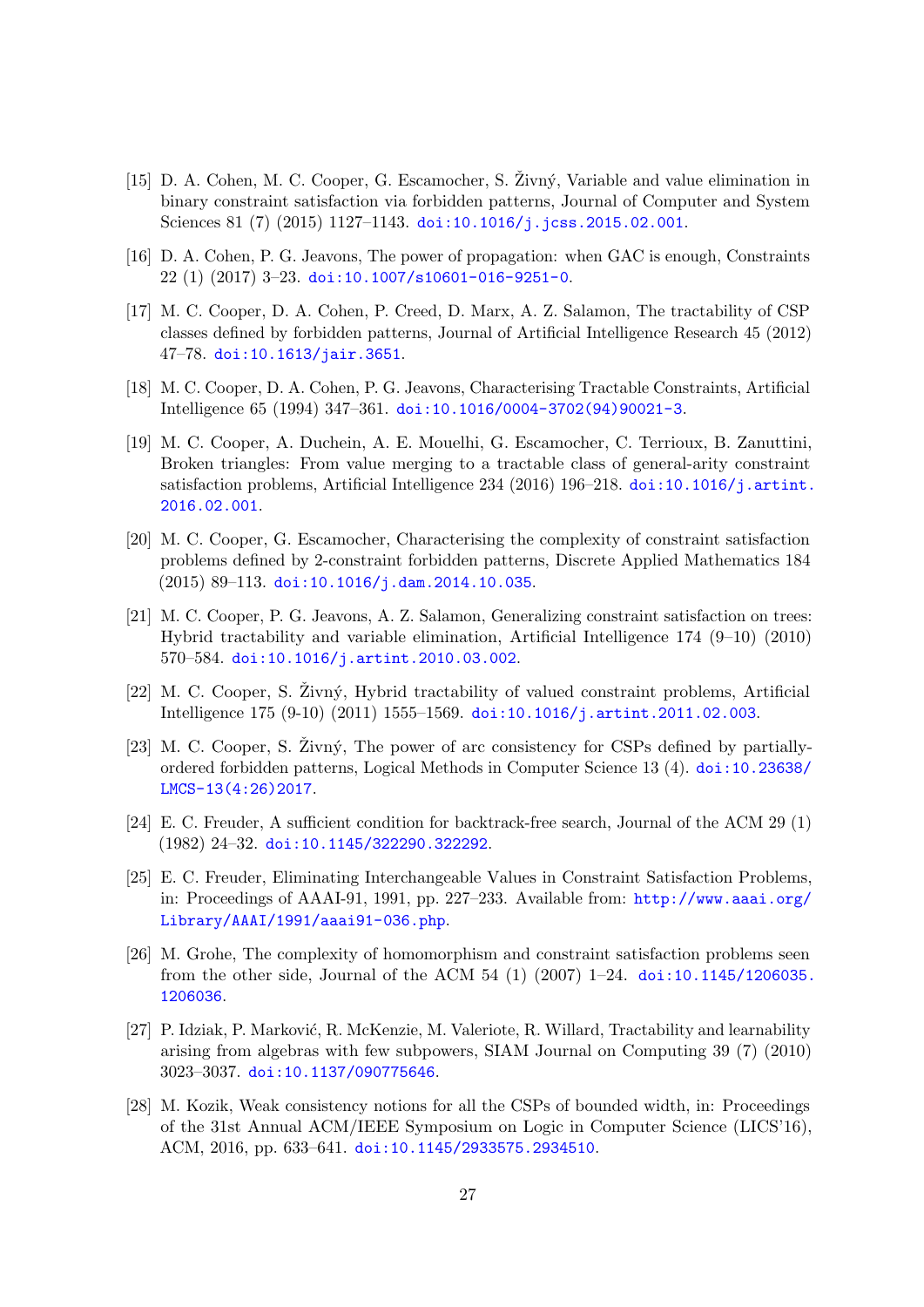[15] D. A. Cohen, M. C. Cooper, G. Escamocher, S. Živný, Variable and value elimination in binary constraint satisfaction via forbidden patterns, Journal of Computer and System Sciences 81 (7) (2015) 1127–1143. doi:10.1016/j.jcss.2015.02.001.

[16] D. A. Cohen, P. G. Jeavons, The power of propagation: when GAC is enough, Constraints 22 (1) (2017) 3–23. doi:10.1007/s10601-016-9251-0.

[17] M. C. Cooper, D. A. Cohen, P. Creed, D. Marx, A. Z. Salamon, The tractability of CSP classes defined by forbidden patterns, Journal of Artificial Intelligence Research 45 (2012) 47–78. doi:10.1613/jair.3651.

[18] M. C. Cooper, D. A. Cohen, P. G. Jeavons, Characterising Tractable Constraints, Artificial Intelligence 65 (1994) 347–361. doi:10.1016/0004-3702(94)90021-3.

[19] M. C. Cooper, A. Duchein, A. E. Mouelhi, G. Escamocher, C. Terrioux, B. Zanuttini, Broken triangles: From value merging to a tractable class of general-arity constraint satisfaction problems, Artificial Intelligence 234 (2016) 196–218. doi:10.1016/j.artint.2016.02.001.

[20] M. C. Cooper, G. Escamocher, Characterising the complexity of constraint satisfaction problems defined by 2-constraint forbidden patterns, Discrete Applied Mathematics 184 (2015) 89–113. doi:10.1016/j.dam.2014.10.035.

[21] M. C. Cooper, P. G. Jeavons, A. Z. Salamon, Generalizing constraint satisfaction on trees: Hybrid tractability and variable elimination, Artificial Intelligence 174 (9–10) (2010) 570–584. doi:10.1016/j.artint.2010.03.002.

[22] M. C. Cooper, S. Živný, Hybrid tractability of valued constraint problems, Artificial Intelligence 175 (9-10) (2011) 1555–1569. doi:10.1016/j.artint.2011.02.003.

[23] M. C. Cooper, S. Živný, The power of arc consistency for CSPs defined by partially-ordered forbidden patterns, Logical Methods in Computer Science 13 (4). doi:10.23638/LMCS-13(4:26)2017.

[24] E. C. Freuder, A sufficient condition for backtrack-free search, Journal of the ACM 29 (1) (1982) 24–32. doi:10.1145/322290.322292.

[25] E. C. Freuder, Eliminating Interchangeable Values in Constraint Satisfaction Problems, in: Proceedings of AAAI-91, 1991, pp. 227–233. Available from: http://www.aaai.org/Library/AAAI/1991/aaai91-036.php.

[26] M. Grohe, The complexity of homomorphism and constraint satisfaction problems seen from the other side, Journal of the ACM 54 (1) (2007) 1–24. doi:10.1145/1206035.1206036.

[27] P. Idziak, P. Marković, R. McKenzie, M. Valeriote, R. Willard, Tractability and learnability arising from algebras with few subpowers, SIAM Journal on Computing 39 (7) (2010) 3023–3037. doi:10.1137/090775646.

[28] M. Kozik, Weak consistency notions for all the CSPs of bounded width, in: Proceedings of the 31st Annual ACM/IEEE Symposium on Logic in Computer Science (LICS'16), ACM, 2016, pp. 633–641. doi:10.1145/2933575.2934510.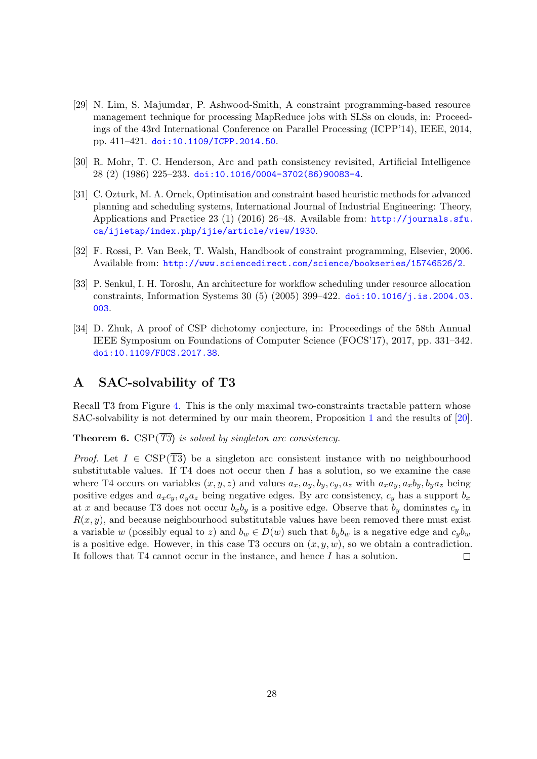[29] N. Lim, S. Majumdar, P. Ashwood-Smith, A constraint programming-based resource management technique for processing MapReduce jobs with SLSs on clouds, in: Proceedings of the 43rd International Conference on Parallel Processing (ICPP'14), IEEE, 2014, pp. 411–421. doi:10.1109/ICPP.2014.50.

[30] R. Mohr, T. C. Henderson, Arc and path consistency revisited, Artificial Intelligence 28 (2) (1986) 225–233. doi:10.1016/0004-3702(86)90083-4.

[31] C. Ozturk, M. A. Ornek, Optimisation and constraint based heuristic methods for advanced planning and scheduling systems, International Journal of Industrial Engineering: Theory, Applications and Practice 23 (1) (2016) 26–48. Available from: http://journals.sfu.ca/ijietap/index.php/ijie/article/view/1930.

[32] F. Rossi, P. Van Beek, T. Walsh, Handbook of constraint programming, Elsevier, 2006. Available from: http://www.sciencedirect.com/science/bookseries/15746526/2.

[33] P. Senkul, I. H. Toroslu, An architecture for workflow scheduling under resource allocation constraints, Information Systems 30 (5) (2005) 399–422. doi:10.1016/j.is.2004.03.003.

[34] D. Zhuk, A proof of CSP dichotomy conjecture, in: Proceedings of the 58th Annual IEEE Symposium on Foundations of Computer Science (FOCS'17), 2017, pp. 331–342. doi:10.1109/FOCS.2017.38.

# A SAC-solvability of T3

Recall T3 from Figure 4. This is the only maximal two-constraints tractable pattern whose SAC-solvability is not determined by our main theorem, Proposition 1 and the results of [20].

**Theorem 6.** $\mathrm{CSP}(\overline{T3})$ *is solved by singleton arc consistency.*

*Proof.* Let $I \in \mathrm{CSP}(\overline{\mathrm{T3}})$ be a singleton arc consistent instance with no neighbourhood substitutable values. If T4 does not occur then $I$ has a solution, so we examine the case where T4 occurs on variables $(x, y, z)$ and values $a_x, a_y, b_y, c_y, a_z$ with $a_x a_y, a_x b_y, b_y a_z$ being positive edges and $a_x c_y, a_y a_z$ being negative edges. By arc consistency, $c_y$ has a support $b_x$ at $x$ and because T3 does not occur $b_x b_y$ is a positive edge. Observe that $b_y$ dominates $c_y$ in $R(x, y)$, and because neighbourhood substitutable values have been removed there must exist a variable $w$ (possibly equal to $z$) and $b_w \in D(w)$ such that $b_y b_w$ is a negative edge and $c_y b_w$ is a positive edge. However, in this case T3 occurs on $(x, y, w)$, so we obtain a contradiction. It follows that T4 cannot occur in the instance, and hence $I$ has a solution. $\square$